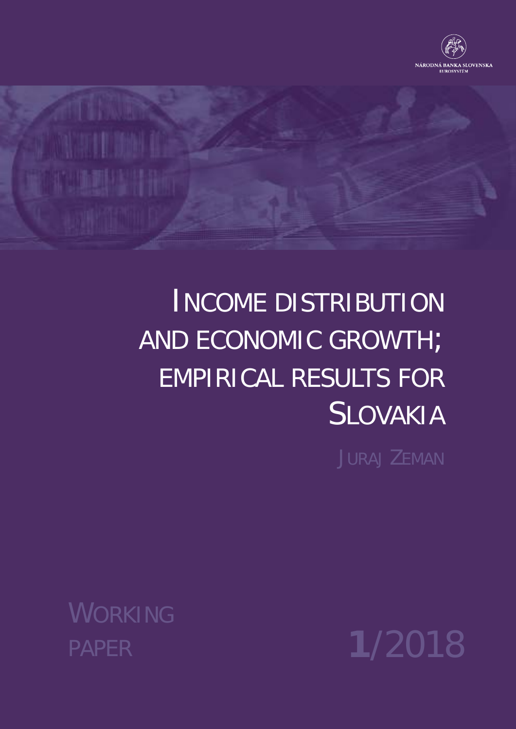NÁRODNÁ BANKA SLOVENSKA
EUROSYSTÉM

# INCOME DISTRIBUTION AND ECONOMIC GROWTH; EMPIRICAL RESULTS FOR SLOVAKIA

JURAJ ZEMAN

WORKING PAPER

1/2018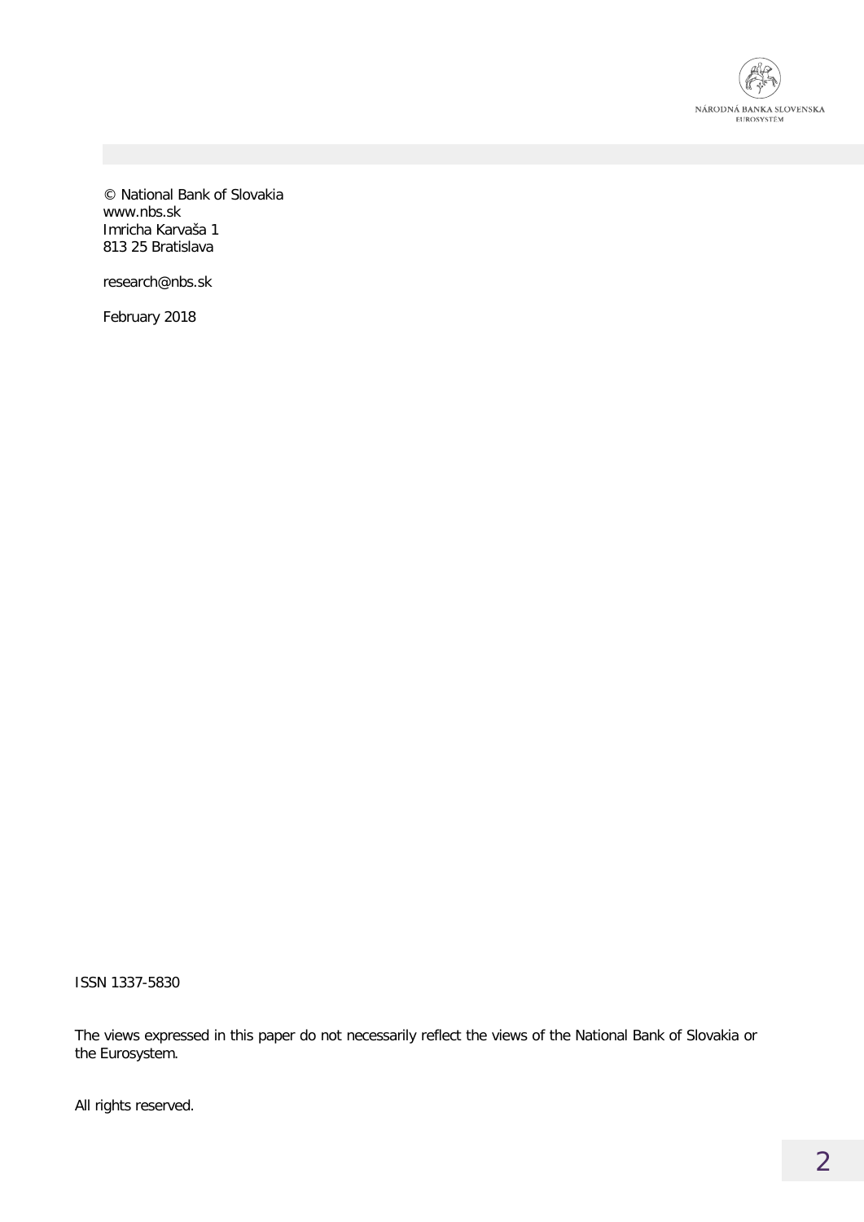© National Bank of Slovakia
www.nbs.sk
Imricha Karvaša 1
813 25 Bratislava

research@nbs.sk

February 2018

ISSN 1337-5830

The views expressed in this paper do not necessarily reflect the views of the National Bank of Slovakia or the Eurosystem.

All rights reserved.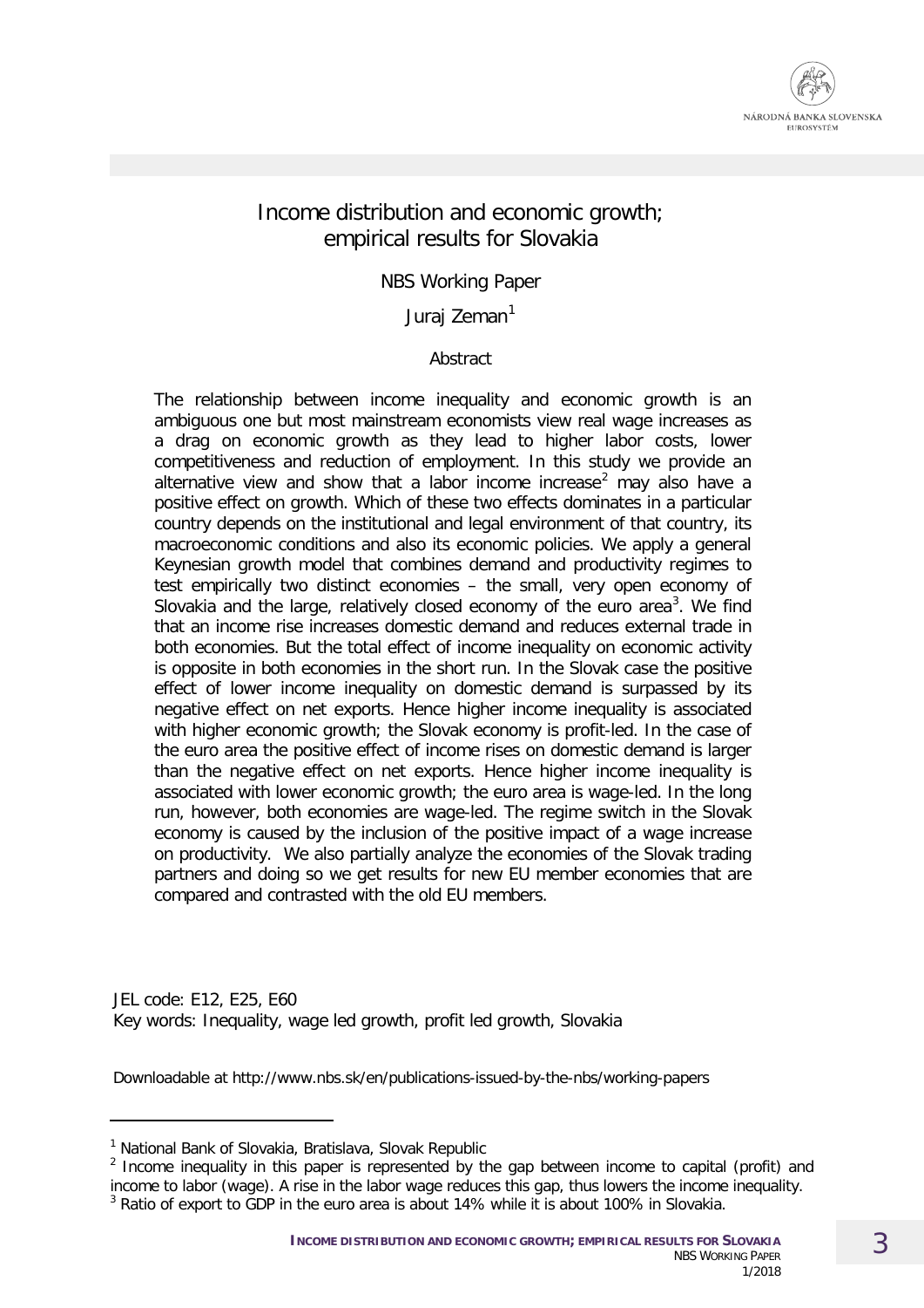# Income distribution and economic growth; empirical results for Slovakia

NBS Working Paper

Juraj Zeman[1]

## Abstract

The relationship between income inequality and economic growth is an ambiguous one but most mainstream economists view real wage increases as a drag on economic growth as they lead to higher labor costs, lower competitiveness and reduction of employment. In this study we provide an alternative view and show that a labor income increase[2] may also have a positive effect on growth. Which of these two effects dominates in a particular country depends on the institutional and legal environment of that country, its macroeconomic conditions and also its economic policies. We apply a general Keynesian growth model that combines demand and productivity regimes to test empirically two distinct economies – the small, very open economy of Slovakia and the large, relatively closed economy of the euro area[3]. We find that an income rise increases domestic demand and reduces external trade in both economies. But the total effect of income inequality on economic activity is opposite in both economies in the short run. In the Slovak case the positive effect of lower income inequality on domestic demand is surpassed by its negative effect on net exports. Hence higher income inequality is associated with higher economic growth; the Slovak economy is profit-led. In the case of the euro area the positive effect of income rises on domestic demand is larger than the negative effect on net exports. Hence higher income inequality is associated with lower economic growth; the euro area is wage-led. In the long run, however, both economies are wage-led. The regime switch in the Slovak economy is caused by the inclusion of the positive impact of a wage increase on productivity. We also partially analyze the economies of the Slovak trading partners and doing so we get results for new EU member economies that are compared and contrasted with the old EU members.

JEL code: E12, E25, E60
Key words: Inequality, wage led growth, profit led growth, Slovakia

Downloadable at http://www.nbs.sk/en/publications-issued-by-the-nbs/working-papers

---

[1] National Bank of Slovakia, Bratislava, Slovak Republic

[2] Income inequality in this paper is represented by the gap between income to capital (profit) and income to labor (wage). A rise in the labor wage reduces this gap, thus lowers the income inequality.

[3] Ratio of export to GDP in the euro area is about 14% while it is about 100% in Slovakia.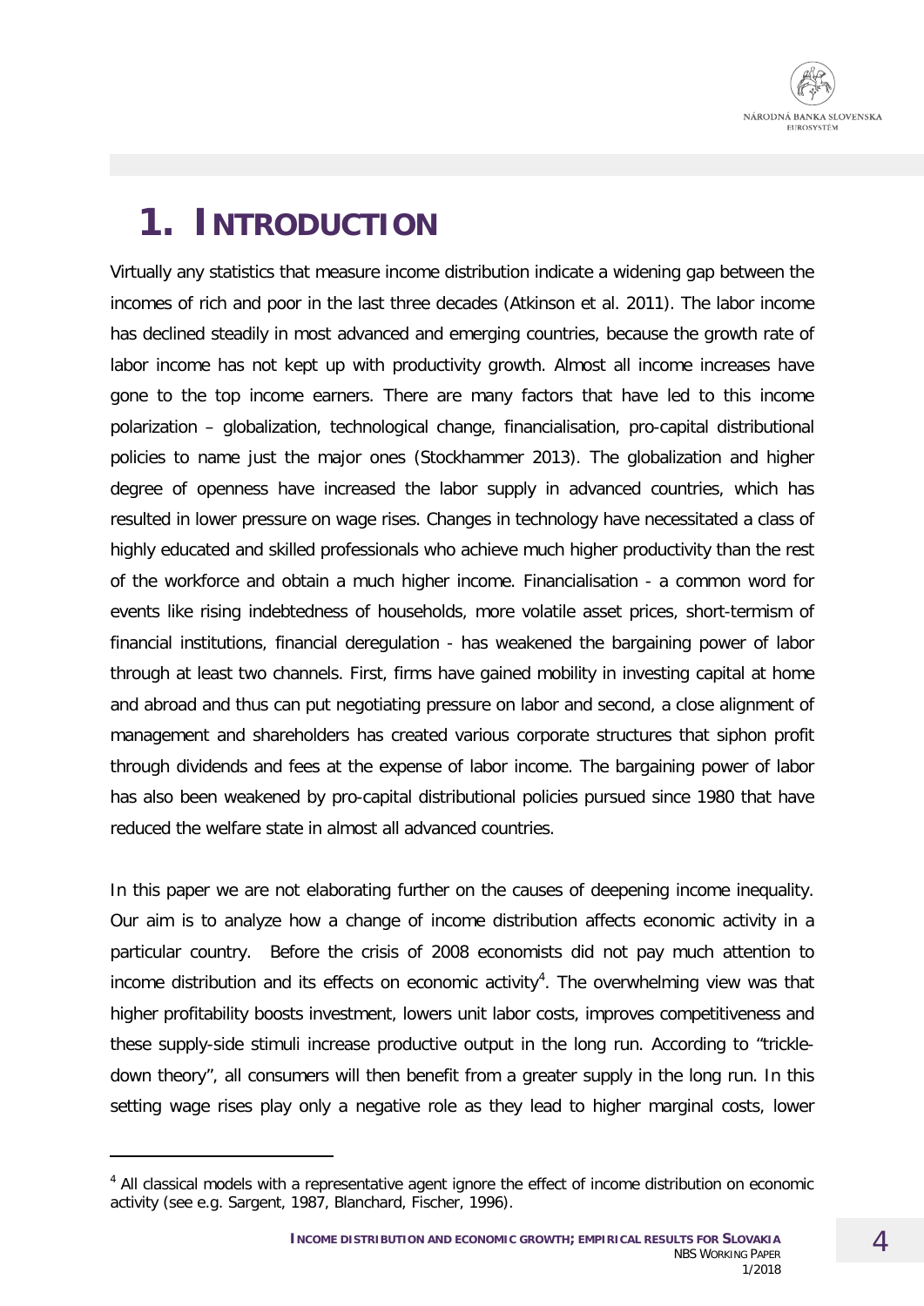# 1. INTRODUCTION

Virtually any statistics that measure income distribution indicate a widening gap between the incomes of rich and poor in the last three decades (Atkinson et al. 2011). The labor income has declined steadily in most advanced and emerging countries, because the growth rate of labor income has not kept up with productivity growth. Almost all income increases have gone to the top income earners. There are many factors that have led to this income polarization – globalization, technological change, financialisation, pro-capital distributional policies to name just the major ones (Stockhammer 2013). The globalization and higher degree of openness have increased the labor supply in advanced countries, which has resulted in lower pressure on wage rises. Changes in technology have necessitated a class of highly educated and skilled professionals who achieve much higher productivity than the rest of the workforce and obtain a much higher income. Financialisation - a common word for events like rising indebtedness of households, more volatile asset prices, short-termism of financial institutions, financial deregulation - has weakened the bargaining power of labor through at least two channels. First, firms have gained mobility in investing capital at home and abroad and thus can put negotiating pressure on labor and second, a close alignment of management and shareholders has created various corporate structures that siphon profit through dividends and fees at the expense of labor income. The bargaining power of labor has also been weakened by pro-capital distributional policies pursued since 1980 that have reduced the welfare state in almost all advanced countries.

In this paper we are not elaborating further on the causes of deepening income inequality. Our aim is to analyze how a change of income distribution affects economic activity in a particular country. Before the crisis of 2008 economists did not pay much attention to income distribution and its effects on economic activity[4]. The overwhelming view was that higher profitability boosts investment, lowers unit labor costs, improves competitiveness and these supply-side stimuli increase productive output in the long run. According to "trickle-down theory", all consumers will then benefit from a greater supply in the long run. In this setting wage rises play only a negative role as they lead to higher marginal costs, lower

[4] All classical models with a representative agent ignore the effect of income distribution on economic activity (see e.g. Sargent, 1987, Blanchard, Fischer, 1996).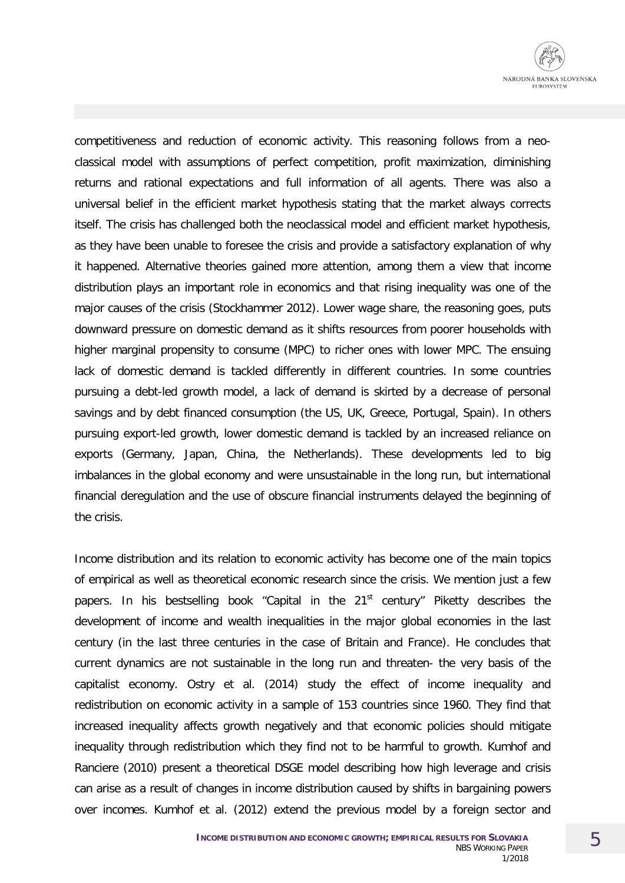competitiveness and reduction of economic activity. This reasoning follows from a neo-classical model with assumptions of perfect competition, profit maximization, diminishing returns and rational expectations and full information of all agents. There was also a universal belief in the efficient market hypothesis stating that the market always corrects itself. The crisis has challenged both the neoclassical model and efficient market hypothesis, as they have been unable to foresee the crisis and provide a satisfactory explanation of why it happened. Alternative theories gained more attention, among them a view that income distribution plays an important role in economics and that rising inequality was one of the major causes of the crisis (Stockhammer 2012). Lower wage share, the reasoning goes, puts downward pressure on domestic demand as it shifts resources from poorer households with higher marginal propensity to consume (MPC) to richer ones with lower MPC. The ensuing lack of domestic demand is tackled differently in different countries. In some countries pursuing a debt-led growth model, a lack of demand is skirted by a decrease of personal savings and by debt financed consumption (the US, UK, Greece, Portugal, Spain). In others pursuing export-led growth, lower domestic demand is tackled by an increased reliance on exports (Germany, Japan, China, the Netherlands). These developments led to big imbalances in the global economy and were unsustainable in the long run, but international financial deregulation and the use of obscure financial instruments delayed the beginning of the crisis.

Income distribution and its relation to economic activity has become one of the main topics of empirical as well as theoretical economic research since the crisis. We mention just a few papers. In his bestselling book "Capital in the 21st century" Piketty describes the development of income and wealth inequalities in the major global economies in the last century (in the last three centuries in the case of Britain and France). He concludes that current dynamics are not sustainable in the long run and threaten- the very basis of the capitalist economy. Ostry et al. (2014) study the effect of income inequality and redistribution on economic activity in a sample of 153 countries since 1960. They find that increased inequality affects growth negatively and that economic policies should mitigate inequality through redistribution which they find not to be harmful to growth. Kumhof and Ranciere (2010) present a theoretical DSGE model describing how high leverage and crisis can arise as a result of changes in income distribution caused by shifts in bargaining powers over incomes. Kumhof et al. (2012) extend the previous model by a foreign sector and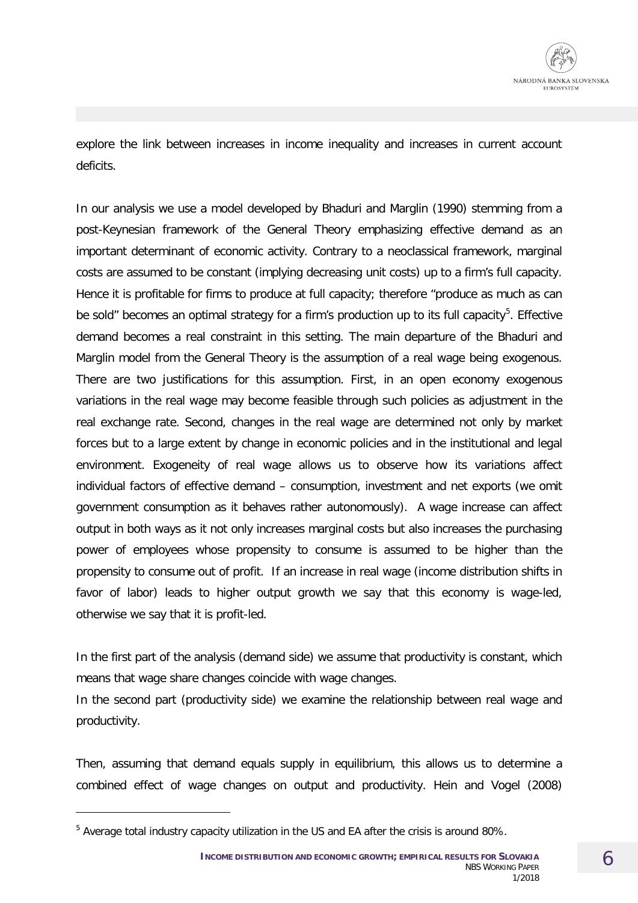explore the link between increases in income inequality and increases in current account deficits.

In our analysis we use a model developed by Bhaduri and Marglin (1990) stemming from a post-Keynesian framework of the General Theory emphasizing effective demand as an important determinant of economic activity. Contrary to a neoclassical framework, marginal costs are assumed to be constant (implying decreasing unit costs) up to a firm's full capacity. Hence it is profitable for firms to produce at full capacity; therefore "produce as much as can be sold" becomes an optimal strategy for a firm's production up to its full capacity[5]. Effective demand becomes a real constraint in this setting. The main departure of the Bhaduri and Marglin model from the General Theory is the assumption of a real wage being exogenous. There are two justifications for this assumption. First, in an open economy exogenous variations in the real wage may become feasible through such policies as adjustment in the real exchange rate. Second, changes in the real wage are determined not only by market forces but to a large extent by change in economic policies and in the institutional and legal environment. Exogeneity of real wage allows us to observe how its variations affect individual factors of effective demand – consumption, investment and net exports (we omit government consumption as it behaves rather autonomously). A wage increase can affect output in both ways as it not only increases marginal costs but also increases the purchasing power of employees whose propensity to consume is assumed to be higher than the propensity to consume out of profit. If an increase in real wage (income distribution shifts in favor of labor) leads to higher output growth we say that this economy is wage-led, otherwise we say that it is profit-led.

In the first part of the analysis (demand side) we assume that productivity is constant, which means that wage share changes coincide with wage changes.

In the second part (productivity side) we examine the relationship between real wage and productivity.

Then, assuming that demand equals supply in equilibrium, this allows us to determine a combined effect of wage changes on output and productivity. Hein and Vogel (2008)

---

[5] Average total industry capacity utilization in the US and EA after the crisis is around 80%.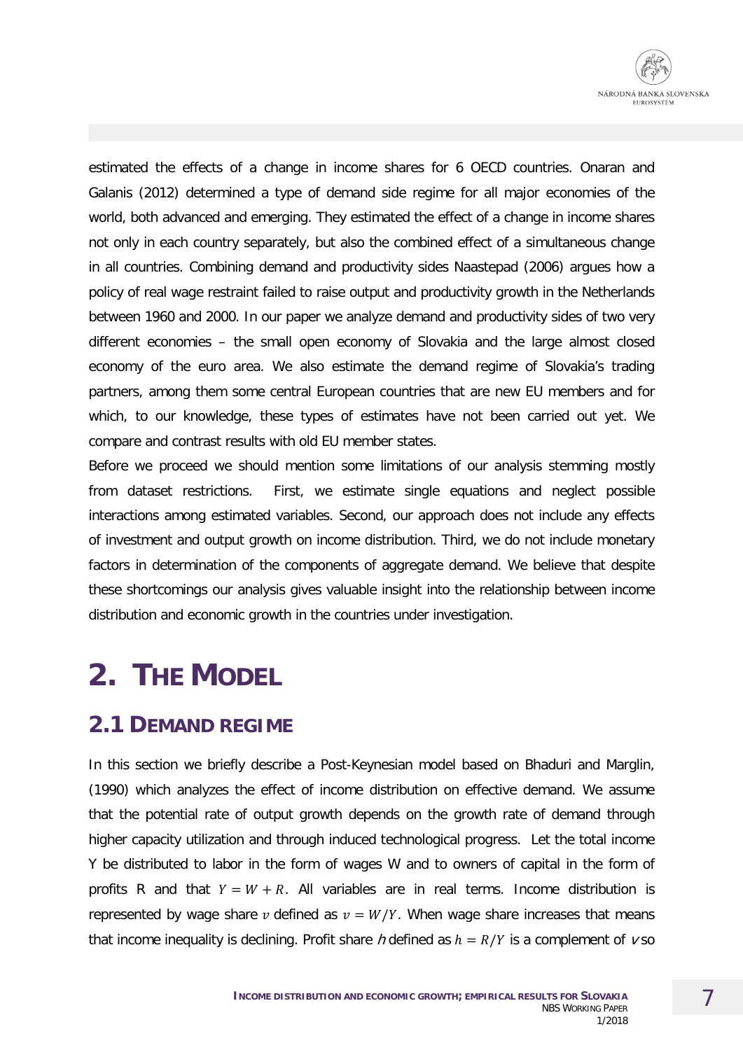estimated the effects of a change in income shares for 6 OECD countries. Onaran and Galanis (2012) determined a type of demand side regime for all major economies of the world, both advanced and emerging. They estimated the effect of a change in income shares not only in each country separately, but also the combined effect of a simultaneous change in all countries. Combining demand and productivity sides Naastepad (2006) argues how a policy of real wage restraint failed to raise output and productivity growth in the Netherlands between 1960 and 2000. In our paper we analyze demand and productivity sides of two very different economies – the small open economy of Slovakia and the large almost closed economy of the euro area. We also estimate the demand regime of Slovakia's trading partners, among them some central European countries that are new EU members and for which, to our knowledge, these types of estimates have not been carried out yet. We compare and contrast results with old EU member states.

Before we proceed we should mention some limitations of our analysis stemming mostly from dataset restrictions. First, we estimate single equations and neglect possible interactions among estimated variables. Second, our approach does not include any effects of investment and output growth on income distribution. Third, we do not include monetary factors in determination of the components of aggregate demand. We believe that despite these shortcomings our analysis gives valuable insight into the relationship between income distribution and economic growth in the countries under investigation.

# 2. The Model

## 2.1 Demand Regime

In this section we briefly describe a Post-Keynesian model based on Bhaduri and Marglin, (1990) which analyzes the effect of income distribution on effective demand. We assume that the potential rate of output growth depends on the growth rate of demand through higher capacity utilization and through induced technological progress. Let the total income Y be distributed to labor in the form of wages W and to owners of capital in the form of profits R and that $Y = W + R$. All variables are in real terms. Income distribution is represented by wage share $v$ defined as $v = W/Y$. When wage share increases that means that income inequality is declining. Profit share $h$ defined as $h = R/Y$ is a complement of $v$ so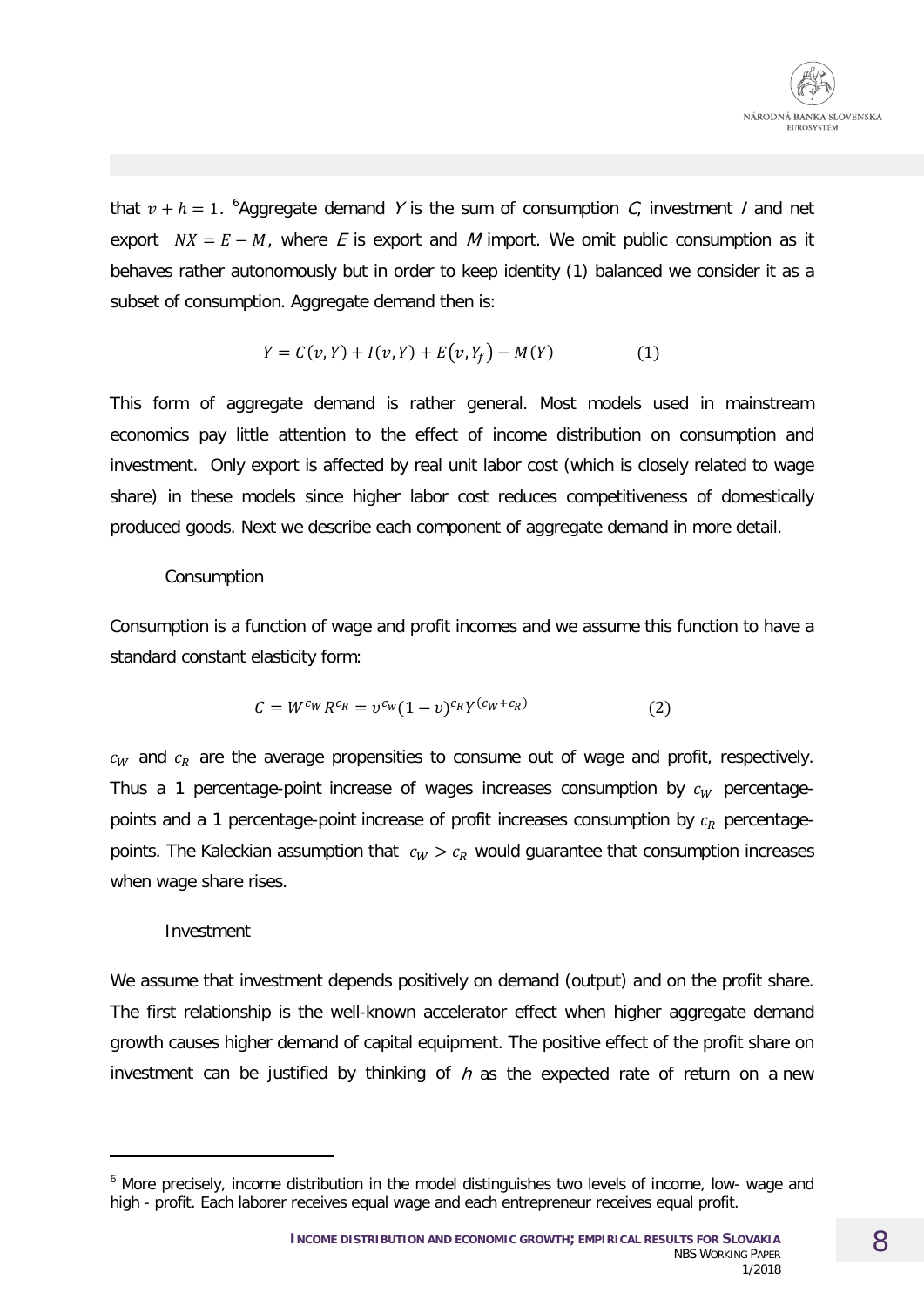that $v + h = 1$. [6]Aggregate demand *Y* is the sum of consumption *C*, investment *I* and net export $NX = E - M$, where *E* is export and *M* import. We omit public consumption as it behaves rather autonomously but in order to keep identity (1) balanced we consider it as a subset of consumption. Aggregate demand then is:

$$Y = C(v, Y) + I(v, Y) + E(v, Y_f) - M(Y) \qquad (1)$$

This form of aggregate demand is rather general. Most models used in mainstream economics pay little attention to the effect of income distribution on consumption and investment. Only export is affected by real unit labor cost (which is closely related to wage share) in these models since higher labor cost reduces competitiveness of domestically produced goods. Next we describe each component of aggregate demand in more detail.

Consumption

Consumption is a function of wage and profit incomes and we assume this function to have a standard constant elasticity form:

$$C = W^{c_W} R^{c_R} = v^{c_w}(1 - v)^{c_R} Y^{(c_W + c_R)} \qquad (2)$$

$c_W$ and $c_R$ are the average propensities to consume out of wage and profit, respectively. Thus a 1 percentage-point increase of wages increases consumption by $c_W$ percentage-points and a 1 percentage-point increase of profit increases consumption by $c_R$ percentage-points. The Kaleckian assumption that $c_W > c_R$ would guarantee that consumption increases when wage share rises.

Investment

We assume that investment depends positively on demand (output) and on the profit share. The first relationship is the well-known accelerator effect when higher aggregate demand growth causes higher demand of capital equipment. The positive effect of the profit share on investment can be justified by thinking of *h* as the expected rate of return on a new

[6] More precisely, income distribution in the model distinguishes two levels of income, low- wage and high - profit. Each laborer receives equal wage and each entrepreneur receives equal profit.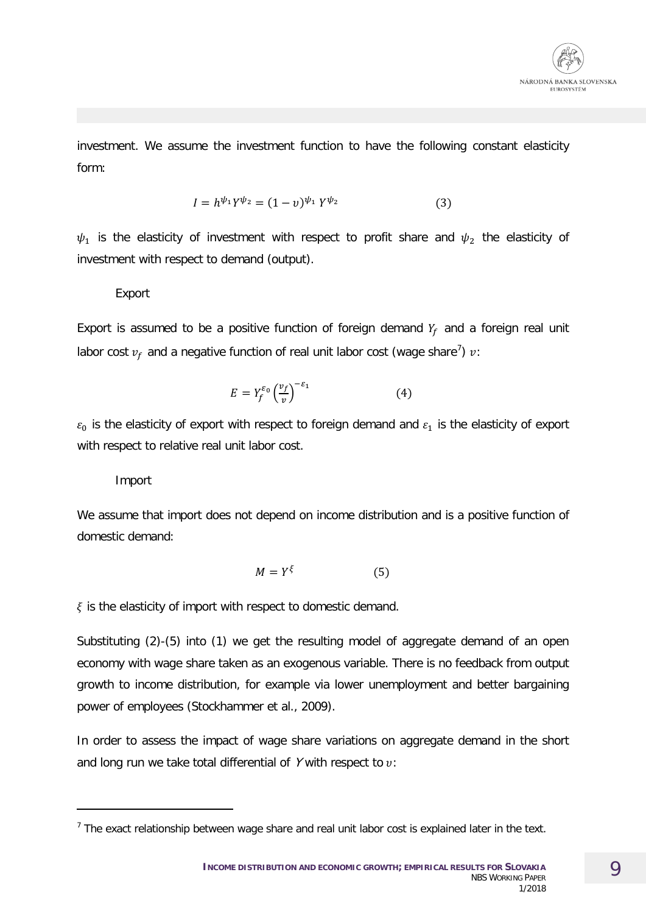investment. We assume the investment function to have the following constant elasticity form:

$$I = h^{\psi_1} Y^{\psi_2} = (1-\upsilon)^{\psi_1}\, Y^{\psi_2} \qquad (3)$$

$\psi_1$ is the elasticity of investment with respect to profit share and $\psi_2$ the elasticity of investment with respect to demand (output).

Export

Export is assumed to be a positive function of foreign demand $Y_f$ and a foreign real unit labor cost $\upsilon_f$ and a negative function of real unit labor cost (wage share[7]) $\upsilon$:

$$E = Y_f^{\varepsilon_0} \left(\frac{\upsilon_f}{\upsilon}\right)^{-\varepsilon_1} \qquad (4)$$

$\varepsilon_0$ is the elasticity of export with respect to foreign demand and $\varepsilon_1$ is the elasticity of export with respect to relative real unit labor cost.

Import

We assume that import does not depend on income distribution and is a positive function of domestic demand:

$$M = Y^{\xi} \qquad (5)$$

$\xi$ is the elasticity of import with respect to domestic demand.

Substituting (2)-(5) into (1) we get the resulting model of aggregate demand of an open economy with wage share taken as an exogenous variable. There is no feedback from output growth to income distribution, for example via lower unemployment and better bargaining power of employees (Stockhammer et al., 2009).

In order to assess the impact of wage share variations on aggregate demand in the short and long run we take total differential of $Y$ with respect to $\upsilon$:

[7] The exact relationship between wage share and real unit labor cost is explained later in the text.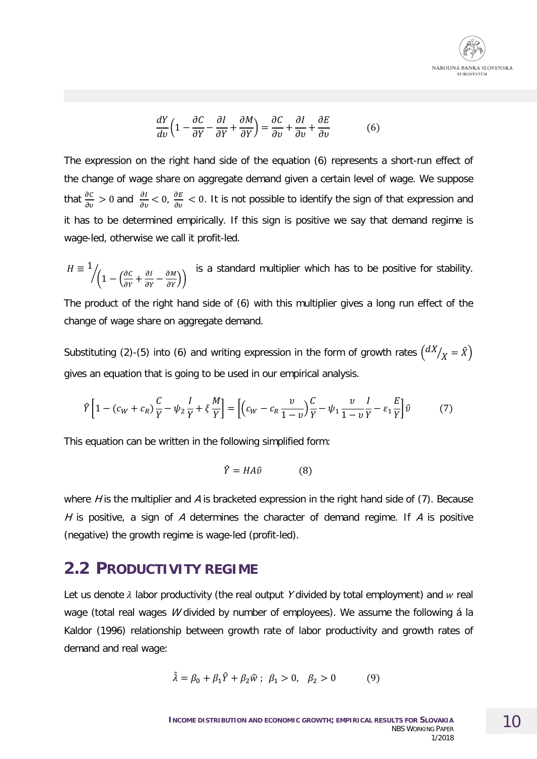$$\frac{dY}{dv}\left(1-\frac{\partial C}{\partial Y}-\frac{\partial I}{\partial Y}+\frac{\partial M}{\partial Y}\right)=\frac{\partial C}{\partial v}+\frac{\partial I}{\partial v}+\frac{\partial E}{\partial v} \qquad (6)$$

The expression on the right hand side of the equation (6) represents a short-run effect of the change of wage share on aggregate demand given a certain level of wage. We suppose that $\frac{\partial C}{\partial v} > 0$ and $\frac{\partial I}{\partial v} < 0$, $\frac{\partial E}{\partial v} < 0$. It is not possible to identify the sign of that expression and it has to be determined empirically. If this sign is positive we say that demand regime is wage-led, otherwise we call it profit-led.

$H \equiv 1 \Big/ \left(1-\left(\frac{\partial C}{\partial Y}+\frac{\partial I}{\partial Y}-\frac{\partial M}{\partial Y}\right)\right)$ is a standard multiplier which has to be positive for stability. The product of the right hand side of (6) with this multiplier gives a long run effect of the change of wage share on aggregate demand.

Substituting (2)-(5) into (6) and writing expression in the form of growth rates $\left(dX/_X = \hat{X}\right)$ gives an equation that is going to be used in our empirical analysis.

$$\hat{Y}\left[1-(c_W+c_R)\frac{C}{Y}-\psi_2\frac{I}{Y}+\xi\frac{M}{Y}\right]=\left[\left(c_W-c_R\frac{v}{1-v}\right)\frac{C}{Y}-\psi_1\frac{v}{1-v}\frac{I}{Y}-\varepsilon_1\frac{E}{Y}\right]\hat{v} \qquad (7)$$

This equation can be written in the following simplified form:

$$\hat{Y}=HA\hat{v} \qquad (8)$$

where *H* is the multiplier and *A* is bracketed expression in the right hand side of (7). Because *H* is positive, a sign of *A* determines the character of demand regime. If *A* is positive (negative) the growth regime is wage-led (profit-led).

## 2.2 Productivity regime

Let us denote $\lambda$ labor productivity (the real output *Y* divided by total employment) and $w$ real wage (total real wages *W* divided by number of employees). We assume the following á la Kaldor (1996) relationship between growth rate of labor productivity and growth rates of demand and real wage:

$$\hat{\lambda}=\beta_0+\beta_1\hat{Y}+\beta_2\hat{w}\ ;\ \ \beta_1>0,\ \ \beta_2>0 \qquad (9)$$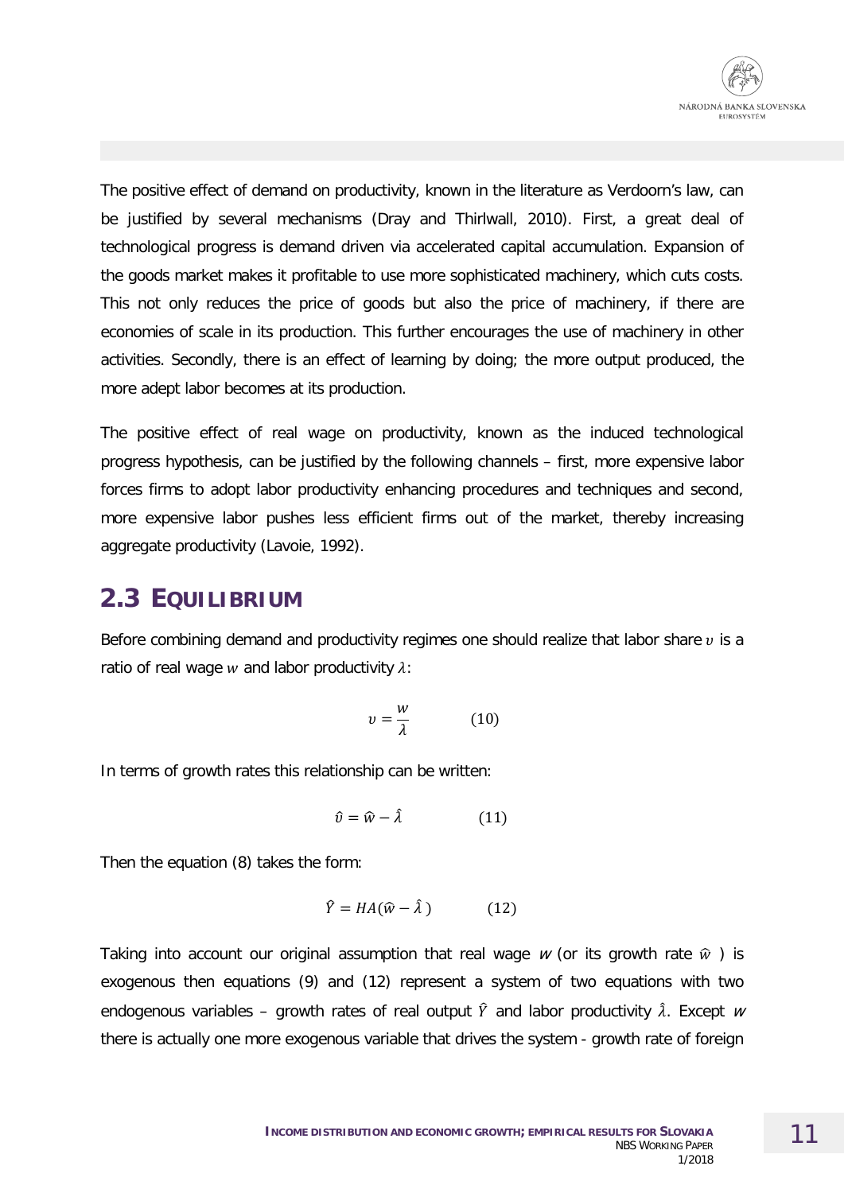The positive effect of demand on productivity, known in the literature as Verdoorn's law, can be justified by several mechanisms (Dray and Thirlwall, 2010). First, a great deal of technological progress is demand driven via accelerated capital accumulation. Expansion of the goods market makes it profitable to use more sophisticated machinery, which cuts costs. This not only reduces the price of goods but also the price of machinery, if there are economies of scale in its production. This further encourages the use of machinery in other activities. Secondly, there is an effect of learning by doing; the more output produced, the more adept labor becomes at its production.

The positive effect of real wage on productivity, known as the induced technological progress hypothesis, can be justified by the following channels – first, more expensive labor forces firms to adopt labor productivity enhancing procedures and techniques and second, more expensive labor pushes less efficient firms out of the market, thereby increasing aggregate productivity (Lavoie, 1992).

## 2.3 EQUILIBRIUM

Before combining demand and productivity regimes one should realize that labor share $\upsilon$ is a ratio of real wage $w$ and labor productivity $\lambda$:

$$\upsilon = \frac{w}{\lambda} \qquad (10)$$

In terms of growth rates this relationship can be written:

$$\hat{\upsilon} = \hat{w} - \hat{\lambda} \qquad (11)$$

Then the equation (8) takes the form:

$$\hat{Y} = HA(\hat{w} - \hat{\lambda}) \qquad (12)$$

Taking into account our original assumption that real wage $w$ (or its growth rate $\hat{w}$ ) is exogenous then equations (9) and (12) represent a system of two equations with two endogenous variables – growth rates of real output $\hat{Y}$ and labor productivity $\hat{\lambda}$. Except $w$ there is actually one more exogenous variable that drives the system - growth rate of foreign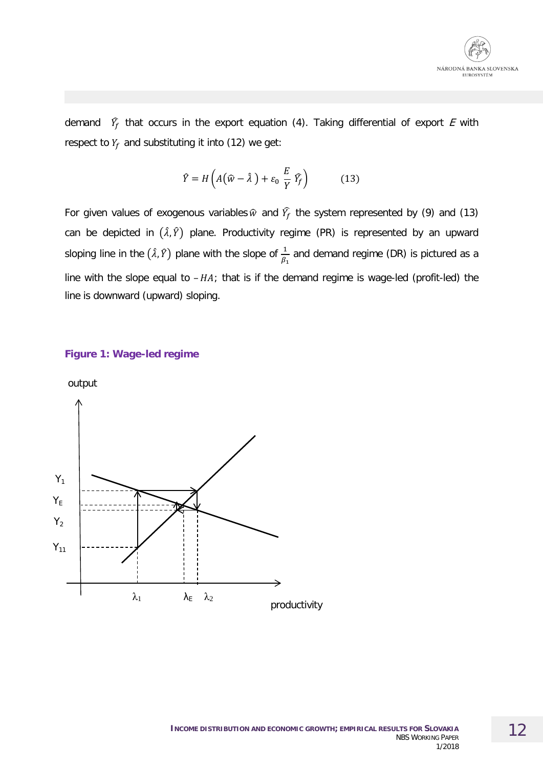demand $\widehat{Y_f}$ that occurs in the export equation (4). Taking differential of export $E$ with respect to $Y_f$ and substituting it into (12) we get:

$$\hat{Y} = H\left(A\left(\hat{w} - \hat{\lambda}\right) + \varepsilon_0 \frac{E}{Y} \widehat{Y_f}\right) \qquad (13)$$

For given values of exogenous variables $\hat{w}$ and $\widehat{Y_f}$ the system represented by (9) and (13) can be depicted in $(\hat{\lambda}, \hat{Y})$ plane. Productivity regime (PR) is represented by an upward sloping line in the $(\hat{\lambda}, \hat{Y})$ plane with the slope of $\frac{1}{\beta_1}$ and demand regime (DR) is pictured as a line with the slope equal to $-HA$; that is if the demand regime is wage-led (profit-led) the line is downward (upward) sloping.

**Figure 1: Wage-led regime**

output

$Y_1$

$Y_E$

$Y_2$

$Y_{11}$

$\lambda_1$ $\lambda_E$ $\lambda_2$

productivity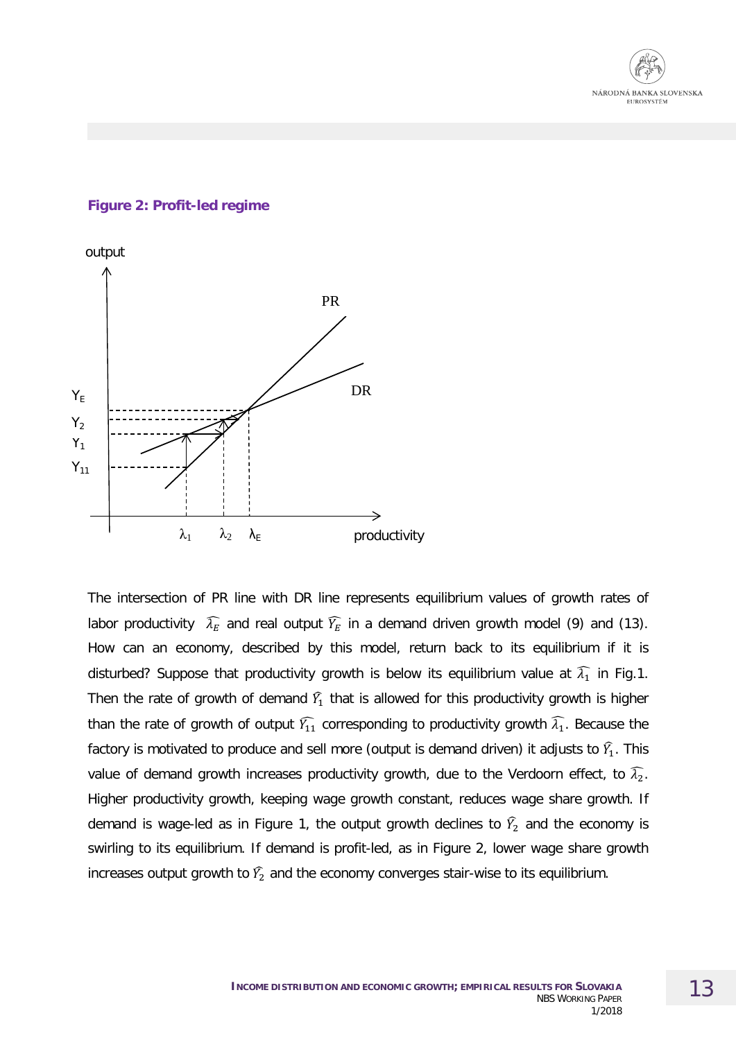**Figure 2: Profit-led regime**

The intersection of PR line with DR line represents equilibrium values of growth rates of labor productivity $\widehat{\lambda_E}$ and real output $\widehat{Y_E}$ in a demand driven growth model (9) and (13). How can an economy, described by this model, return back to its equilibrium if it is disturbed? Suppose that productivity growth is below its equilibrium value at $\widehat{\lambda_1}$ in Fig.1. Then the rate of growth of demand $\widehat{Y_1}$ that is allowed for this productivity growth is higher than the rate of growth of output $\widehat{Y_{11}}$ corresponding to productivity growth $\widehat{\lambda_1}$. Because the factory is motivated to produce and sell more (output is demand driven) it adjusts to $\widehat{Y_1}$. This value of demand growth increases productivity growth, due to the Verdoorn effect, to $\widehat{\lambda_2}$. Higher productivity growth, keeping wage growth constant, reduces wage share growth. If demand is wage-led as in Figure 1, the output growth declines to $\widehat{Y_2}$ and the economy is swirling to its equilibrium. If demand is profit-led, as in Figure 2, lower wage share growth increases output growth to $\widehat{Y_2}$ and the economy converges stair-wise to its equilibrium.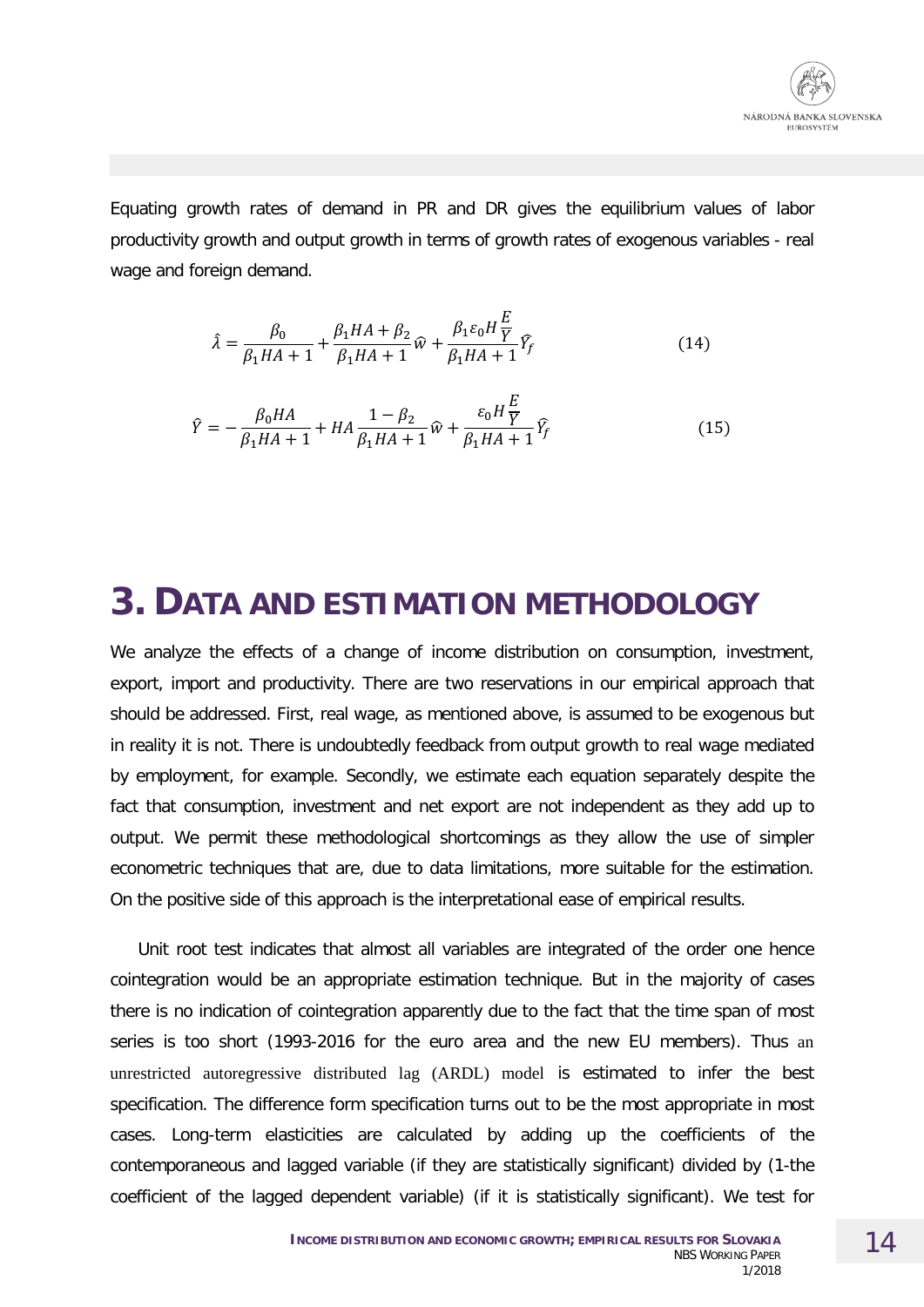Equating growth rates of demand in PR and DR gives the equilibrium values of labor productivity growth and output growth in terms of growth rates of exogenous variables - real wage and foreign demand.

$$\hat{\lambda} = \frac{\beta_0}{\beta_1 HA + 1} + \frac{\beta_1 HA + \beta_2}{\beta_1 HA + 1}\hat{w} + \frac{\beta_1 \varepsilon_0 H \frac{E}{Y}}{\beta_1 HA + 1}\hat{Y_f} \qquad (14)$$

$$\hat{Y} = -\frac{\beta_0 HA}{\beta_1 HA + 1} + HA\frac{1 - \beta_2}{\beta_1 HA + 1}\hat{w} + \frac{\varepsilon_0 H \frac{E}{Y}}{\beta_1 HA + 1}\hat{Y_f} \qquad (15)$$

# 3. DATA AND ESTIMATION METHODOLOGY

We analyze the effects of a change of income distribution on consumption, investment, export, import and productivity. There are two reservations in our empirical approach that should be addressed. First, real wage, as mentioned above, is assumed to be exogenous but in reality it is not. There is undoubtedly feedback from output growth to real wage mediated by employment, for example. Secondly, we estimate each equation separately despite the fact that consumption, investment and net export are not independent as they add up to output. We permit these methodological shortcomings as they allow the use of simpler econometric techniques that are, due to data limitations, more suitable for the estimation. On the positive side of this approach is the interpretational ease of empirical results.

Unit root test indicates that almost all variables are integrated of the order one hence cointegration would be an appropriate estimation technique. But in the majority of cases there is no indication of cointegration apparently due to the fact that the time span of most series is too short (1993-2016 for the euro area and the new EU members). Thus an unrestricted autoregressive distributed lag (ARDL) model is estimated to infer the best specification. The difference form specification turns out to be the most appropriate in most cases. Long-term elasticities are calculated by adding up the coefficients of the contemporaneous and lagged variable (if they are statistically significant) divided by (1-the coefficient of the lagged dependent variable) (if it is statistically significant). We test for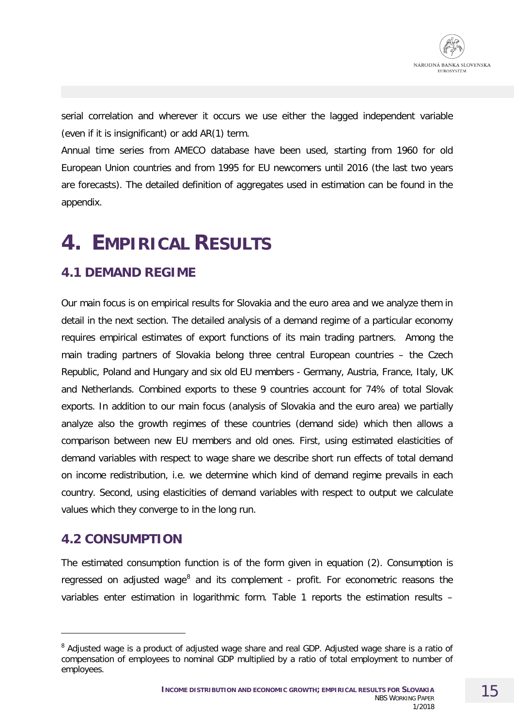serial correlation and wherever it occurs we use either the lagged independent variable (even if it is insignificant) or add AR(1) term.

Annual time series from AMECO database have been used, starting from 1960 for old European Union countries and from 1995 for EU newcomers until 2016 (the last two years are forecasts). The detailed definition of aggregates used in estimation can be found in the appendix.

# 4. EMPIRICAL RESULTS

## 4.1 DEMAND REGIME

Our main focus is on empirical results for Slovakia and the euro area and we analyze them in detail in the next section. The detailed analysis of a demand regime of a particular economy requires empirical estimates of export functions of its main trading partners. Among the main trading partners of Slovakia belong three central European countries – the Czech Republic, Poland and Hungary and six old EU members - Germany, Austria, France, Italy, UK and Netherlands. Combined exports to these 9 countries account for 74% of total Slovak exports. In addition to our main focus (analysis of Slovakia and the euro area) we partially analyze also the growth regimes of these countries (demand side) which then allows a comparison between new EU members and old ones. First, using estimated elasticities of demand variables with respect to wage share we describe short run effects of total demand on income redistribution, i.e. we determine which kind of demand regime prevails in each country. Second, using elasticities of demand variables with respect to output we calculate values which they converge to in the long run.

## 4.2 CONSUMPTION

The estimated consumption function is of the form given in equation (2). Consumption is regressed on adjusted wage[8] and its complement - profit. For econometric reasons the variables enter estimation in logarithmic form. Table 1 reports the estimation results –

[8] Adjusted wage is a product of adjusted wage share and real GDP. Adjusted wage share is a ratio of compensation of employees to nominal GDP multiplied by a ratio of total employment to number of employees.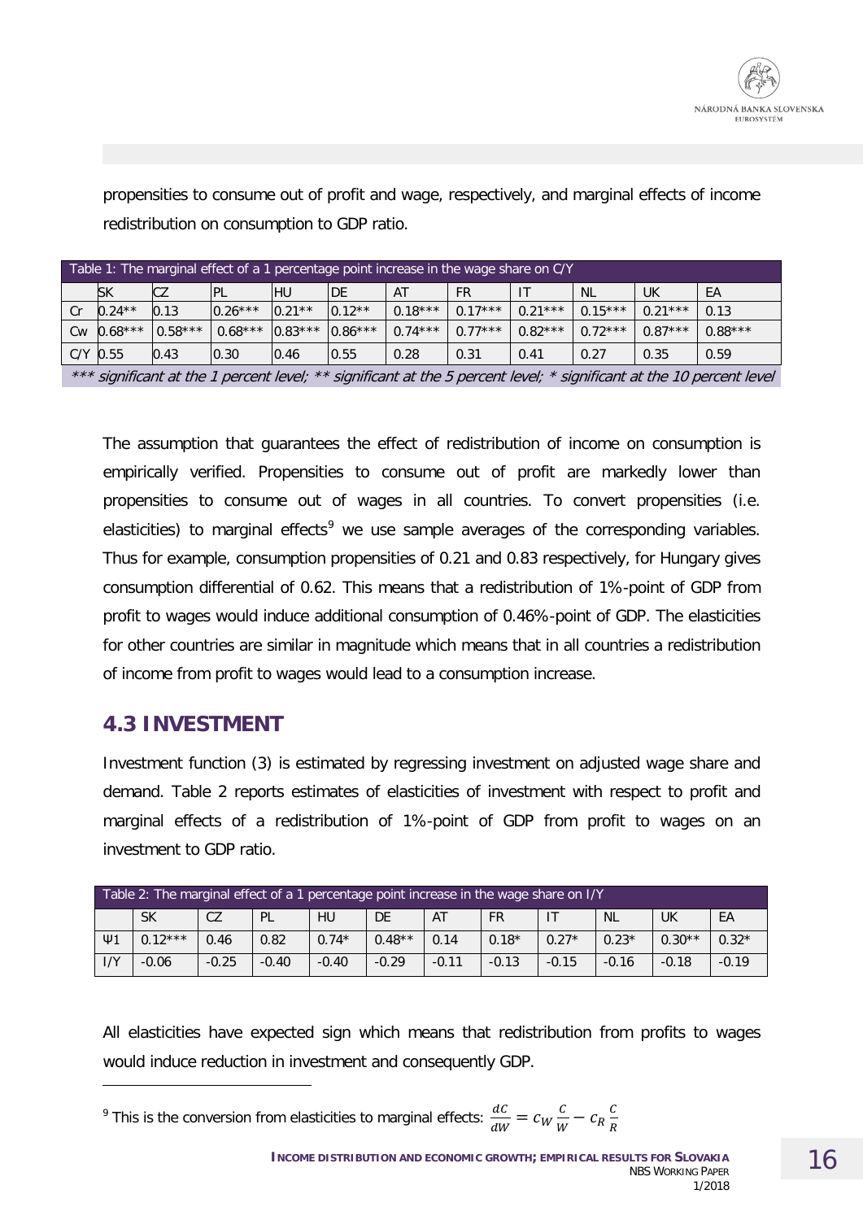propensities to consume out of profit and wage, respectively, and marginal effects of income redistribution on consumption to GDP ratio.

| Table 1: The marginal effect of a 1 percentage point increase in the wage share on C/Y | | | | | | | | | | | |
|---|---|---|---|---|---|---|---|---|---|---|---|
| | SK | CZ | PL | HU | DE | AT | FR | IT | NL | UK | EA |
| Cr | 0.24** | 0.13 | 0.26*** | 0.21** | 0.12** | 0.18*** | 0.17*** | 0.21*** | 0.15*** | 0.21*** | 0.13 |
| Cw | 0.68*** | 0.58*** | 0.68*** | 0.83*** | 0.86*** | 0.74*** | 0.77*** | 0.82*** | 0.72*** | 0.87*** | 0.88*** |
| C/Y | 0.55 | 0.43 | 0.30 | 0.46 | 0.55 | 0.28 | 0.31 | 0.41 | 0.27 | 0.35 | 0.59 |

*\*\*\* significant at the 1 percent level; \*\* significant at the 5 percent level; \* significant at the 10 percent level*

The assumption that guarantees the effect of redistribution of income on consumption is empirically verified. Propensities to consume out of profit are markedly lower than propensities to consume out of wages in all countries. To convert propensities (i.e. elasticities) to marginal effects[9] we use sample averages of the corresponding variables. Thus for example, consumption propensities of 0.21 and 0.83 respectively, for Hungary gives consumption differential of 0.62. This means that a redistribution of 1%-point of GDP from profit to wages would induce additional consumption of 0.46%-point of GDP. The elasticities for other countries are similar in magnitude which means that in all countries a redistribution of income from profit to wages would lead to a consumption increase.

## 4.3 INVESTMENT

Investment function (3) is estimated by regressing investment on adjusted wage share and demand. Table 2 reports estimates of elasticities of investment with respect to profit and marginal effects of a redistribution of 1%-point of GDP from profit to wages on an investment to GDP ratio.

| Table 2: The marginal effect of a 1 percentage point increase in the wage share on I/Y | | | | | | | | | | | |
|---|---|---|---|---|---|---|---|---|---|---|---|
| | SK | CZ | PL | HU | DE | AT | FR | IT | NL | UK | EA |
| $\Psi 1$ | 0.12*** | 0.46 | 0.82 | 0.74* | 0.48** | 0.14 | 0.18* | 0.27* | 0.23* | 0.30** | 0.32* |
| I/Y | -0.06 | -0.25 | -0.40 | -0.40 | -0.29 | -0.11 | -0.13 | -0.15 | -0.16 | -0.18 | -0.19 |

All elasticities have expected sign which means that redistribution from profits to wages would induce reduction in investment and consequently GDP.

[9] This is the conversion from elasticities to marginal effects: $\frac{dC}{dW} = c_W \frac{C}{W} - c_R \frac{C}{R}$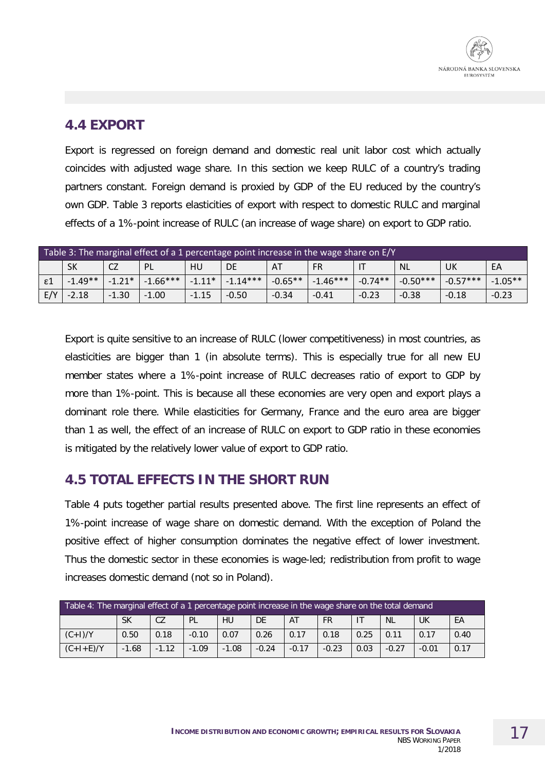## 4.4 EXPORT

Export is regressed on foreign demand and domestic real unit labor cost which actually coincides with adjusted wage share. In this section we keep RULC of a country's trading partners constant. Foreign demand is proxied by GDP of the EU reduced by the country's own GDP. Table 3 reports elasticities of export with respect to domestic RULC and marginal effects of a 1%-point increase of RULC (an increase of wage share) on export to GDP ratio.

Table 3: The marginal effect of a 1 percentage point increase in the wage share on E/Y

| | SK | CZ | PL | HU | DE | AT | FR | IT | NL | UK | EA |
|---|---|---|---|---|---|---|---|---|---|---|---|
| ε1 | -1.49** | -1.21* | -1.66*** | -1.11* | -1.14*** | -0.65** | -1.46*** | -0.74** | -0.50*** | -0.57*** | -1.05** |
| E/Y | -2.18 | -1.30 | -1.00 | -1.15 | -0.50 | -0.34 | -0.41 | -0.23 | -0.38 | -0.18 | -0.23 |

Export is quite sensitive to an increase of RULC (lower competitiveness) in most countries, as elasticities are bigger than 1 (in absolute terms). This is especially true for all new EU member states where a 1%-point increase of RULC decreases ratio of export to GDP by more than 1%-point. This is because all these economies are very open and export plays a dominant role there. While elasticities for Germany, France and the euro area are bigger than 1 as well, the effect of an increase of RULC on export to GDP ratio in these economies is mitigated by the relatively lower value of export to GDP ratio.

## 4.5 TOTAL EFFECTS IN THE SHORT RUN

Table 4 puts together partial results presented above. The first line represents an effect of 1%-point increase of wage share on domestic demand. With the exception of Poland the positive effect of higher consumption dominates the negative effect of lower investment. Thus the domestic sector in these economies is wage-led; redistribution from profit to wage increases domestic demand (not so in Poland).

Table 4: The marginal effect of a 1 percentage point increase in the wage share on the total demand

| | SK | CZ | PL | HU | DE | AT | FR | IT | NL | UK | EA |
|---|---|---|---|---|---|---|---|---|---|---|---|
| (C+I)/Y | 0.50 | 0.18 | -0.10 | 0.07 | 0.26 | 0.17 | 0.18 | 0.25 | 0.11 | 0.17 | 0.40 |
| (C+I+E)/Y | -1.68 | -1.12 | -1.09 | -1.08 | -0.24 | -0.17 | -0.23 | 0.03 | -0.27 | -0.01 | 0.17 |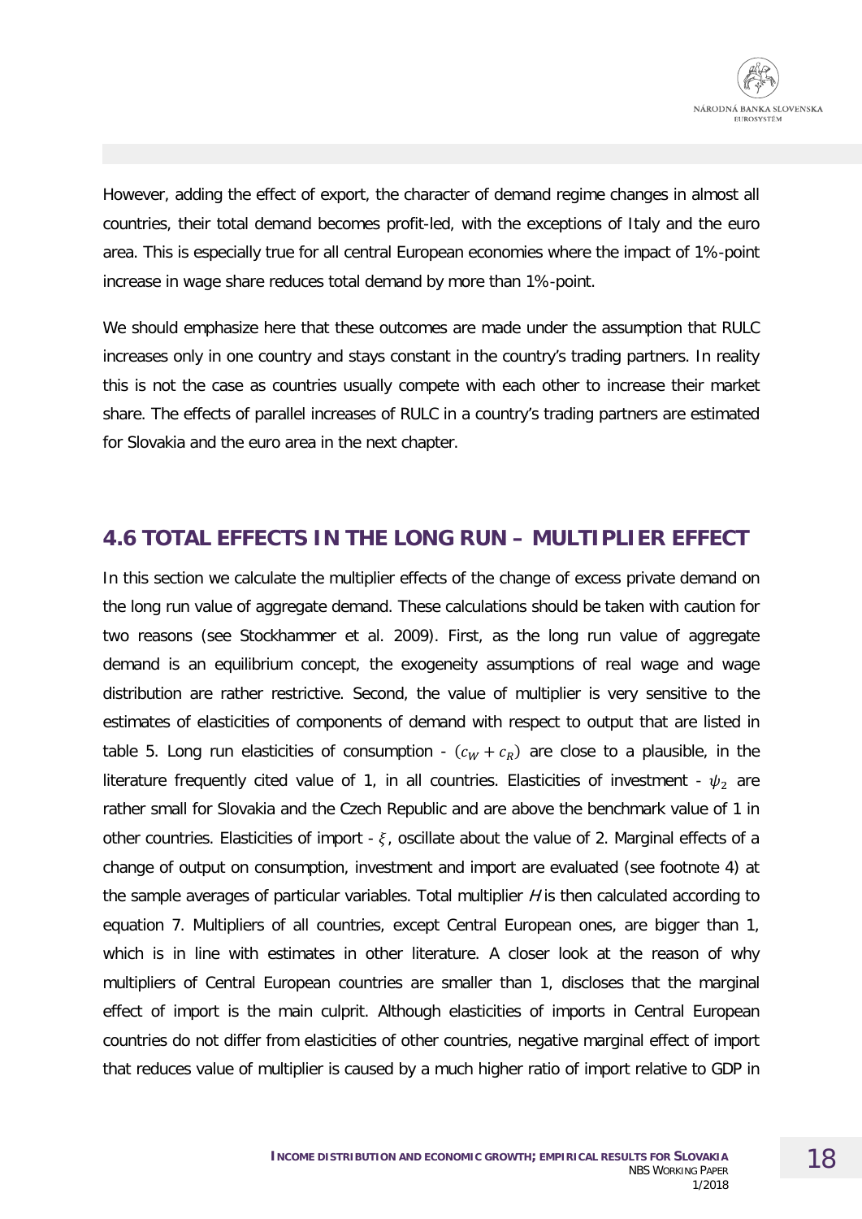However, adding the effect of export, the character of demand regime changes in almost all countries, their total demand becomes profit-led, with the exceptions of Italy and the euro area. This is especially true for all central European economies where the impact of 1%-point increase in wage share reduces total demand by more than 1%-point.

We should emphasize here that these outcomes are made under the assumption that RULC increases only in one country and stays constant in the country's trading partners. In reality this is not the case as countries usually compete with each other to increase their market share. The effects of parallel increases of RULC in a country's trading partners are estimated for Slovakia and the euro area in the next chapter.

## 4.6 TOTAL EFFECTS IN THE LONG RUN – MULTIPLIER EFFECT

In this section we calculate the multiplier effects of the change of excess private demand on the long run value of aggregate demand. These calculations should be taken with caution for two reasons (see Stockhammer et al. 2009). First, as the long run value of aggregate demand is an equilibrium concept, the exogeneity assumptions of real wage and wage distribution are rather restrictive. Second, the value of multiplier is very sensitive to the estimates of elasticities of components of demand with respect to output that are listed in table 5. Long run elasticities of consumption - $(c_W + c_R)$ are close to a plausible, in the literature frequently cited value of 1, in all countries. Elasticities of investment - $\psi_2$ are rather small for Slovakia and the Czech Republic and are above the benchmark value of 1 in other countries. Elasticities of import - $\xi$, oscillate about the value of 2. Marginal effects of a change of output on consumption, investment and import are evaluated (see footnote 4) at the sample averages of particular variables. Total multiplier *H* is then calculated according to equation 7. Multipliers of all countries, except Central European ones, are bigger than 1, which is in line with estimates in other literature. A closer look at the reason of why multipliers of Central European countries are smaller than 1, discloses that the marginal effect of import is the main culprit. Although elasticities of imports in Central European countries do not differ from elasticities of other countries, negative marginal effect of import that reduces value of multiplier is caused by a much higher ratio of import relative to GDP in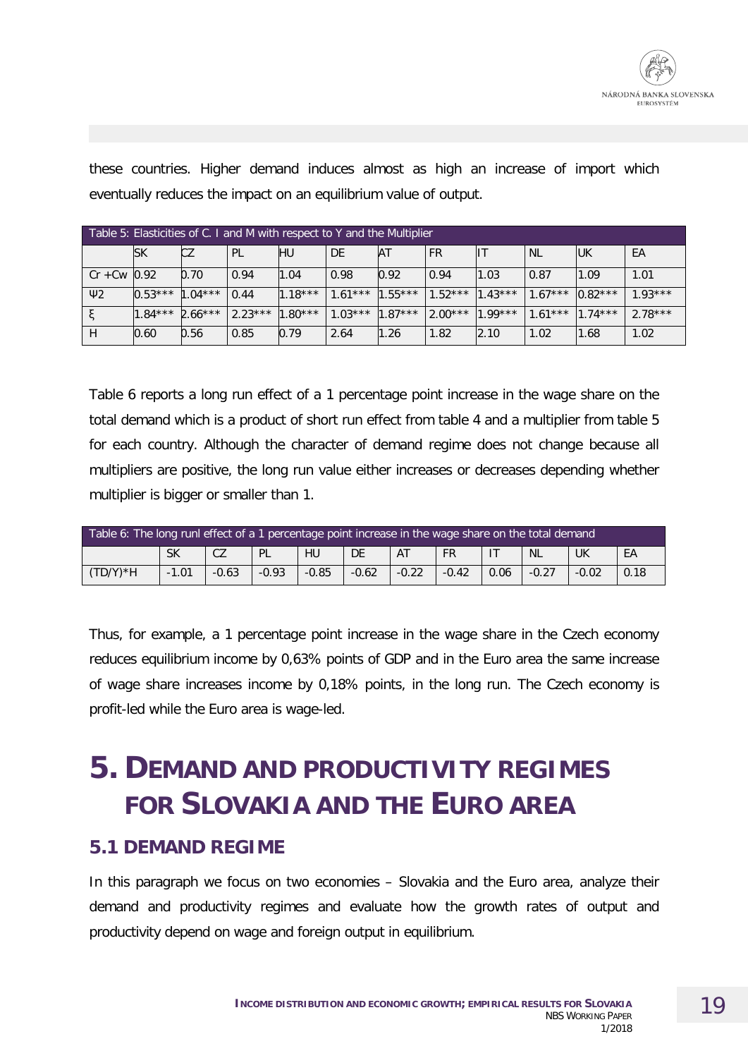these countries. Higher demand induces almost as high an increase of import which eventually reduces the impact on an equilibrium value of output.

| Table 5: Elasticities of C. I and M with respect to Y and the Multiplier | | | | | | | | | | | |
|---|---|---|---|---|---|---|---|---|---|---|---|
| | SK | CZ | PL | HU | DE | AT | FR | IT | NL | UK | EA |
| Cr +Cw | 0.92 | 0.70 | 0.94 | 1.04 | 0.98 | 0.92 | 0.94 | 1.03 | 0.87 | 1.09 | 1.01 |
| Ψ2 | 0.53*** | 1.04*** | 0.44 | 1.18*** | 1.61*** | 1.55*** | 1.52*** | 1.43*** | 1.67*** | 0.82*** | 1.93*** |
| ξ | 1.84*** | 2.66*** | 2.23*** | 1.80*** | 1.03*** | 1.87*** | 2.00*** | 1.99*** | 1.61*** | 1.74*** | 2.78*** |
| H | 0.60 | 0.56 | 0.85 | 0.79 | 2.64 | 1.26 | 1.82 | 2.10 | 1.02 | 1.68 | 1.02 |

Table 6 reports a long run effect of a 1 percentage point increase in the wage share on the total demand which is a product of short run effect from table 4 and a multiplier from table 5 for each country. Although the character of demand regime does not change because all multipliers are positive, the long run value either increases or decreases depending whether multiplier is bigger or smaller than 1.

| Table 6: The long runl effect of a 1 percentage point increase in the wage share on the total demand | | | | | | | | | | | |
|---|---|---|---|---|---|---|---|---|---|---|---|
| | SK | CZ | PL | HU | DE | AT | FR | IT | NL | UK | EA |
| (TD/Y)*H | -1.01 | -0.63 | -0.93 | -0.85 | -0.62 | -0.22 | -0.42 | 0.06 | -0.27 | -0.02 | 0.18 |

Thus, for example, a 1 percentage point increase in the wage share in the Czech economy reduces equilibrium income by 0,63% points of GDP and in the Euro area the same increase of wage share increases income by 0,18% points, in the long run. The Czech economy is profit-led while the Euro area is wage-led.

# 5. DEMAND AND PRODUCTIVITY REGIMES FOR SLOVAKIA AND THE EURO AREA

## 5.1 DEMAND REGIME

In this paragraph we focus on two economies – Slovakia and the Euro area, analyze their demand and productivity regimes and evaluate how the growth rates of output and productivity depend on wage and foreign output in equilibrium.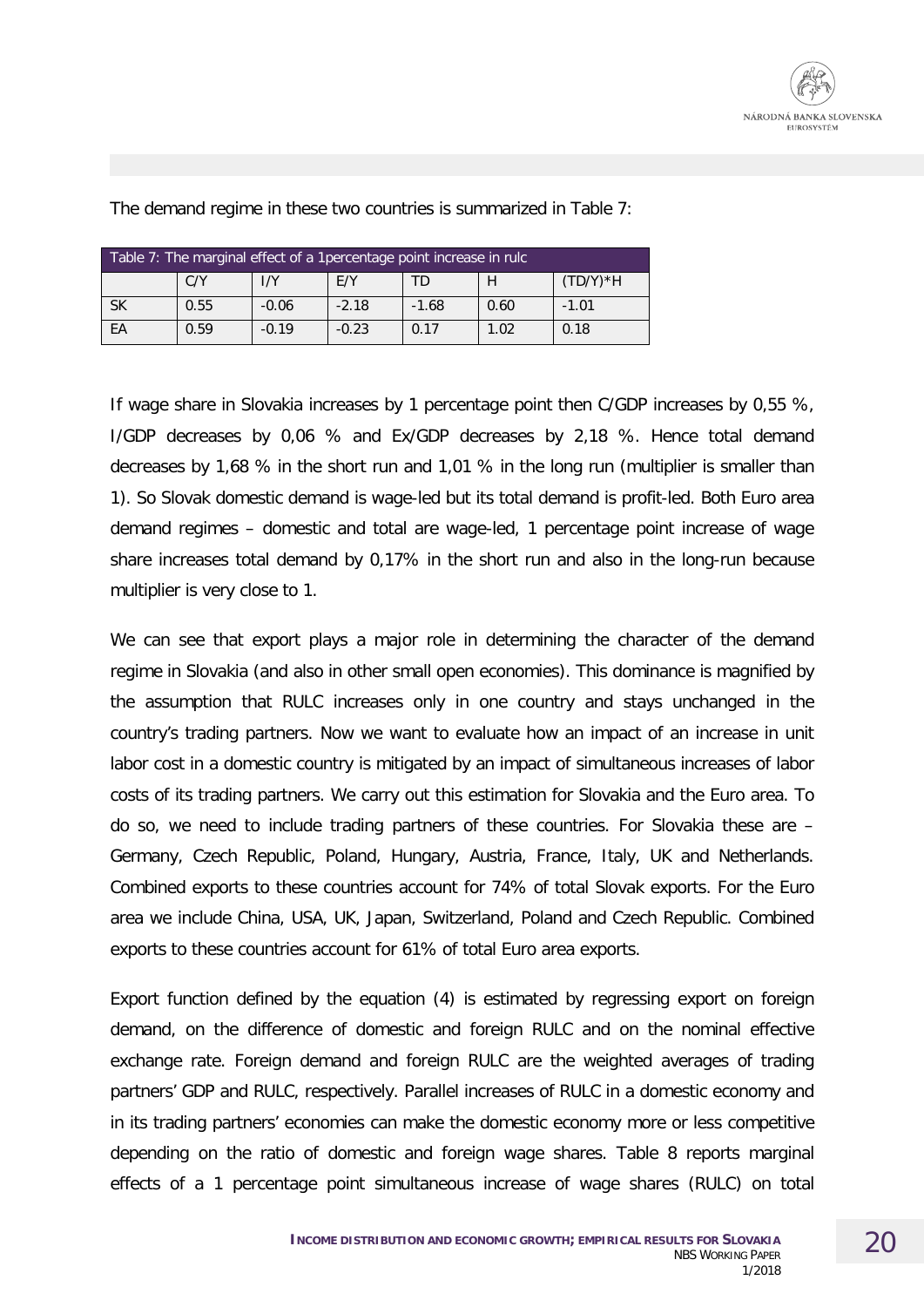The demand regime in these two countries is summarized in Table 7:

| Table 7: The marginal effect of a 1percentage point increase in rulc | | | | | | |
|---|---|---|---|---|---|---|
| | C/Y | I/Y | E/Y | TD | H | (TD/Y)*H |
| SK | 0.55 | -0.06 | -2.18 | -1.68 | 0.60 | -1.01 |
| EA | 0.59 | -0.19 | -0.23 | 0.17 | 1.02 | 0.18 |

If wage share in Slovakia increases by 1 percentage point then C/GDP increases by 0,55 %, I/GDP decreases by 0,06 % and Ex/GDP decreases by 2,18 %. Hence total demand decreases by 1,68 % in the short run and 1,01 % in the long run (multiplier is smaller than 1). So Slovak domestic demand is wage-led but its total demand is profit-led. Both Euro area demand regimes – domestic and total are wage-led, 1 percentage point increase of wage share increases total demand by 0,17% in the short run and also in the long-run because multiplier is very close to 1.

We can see that export plays a major role in determining the character of the demand regime in Slovakia (and also in other small open economies). This dominance is magnified by the assumption that RULC increases only in one country and stays unchanged in the country's trading partners. Now we want to evaluate how an impact of an increase in unit labor cost in a domestic country is mitigated by an impact of simultaneous increases of labor costs of its trading partners. We carry out this estimation for Slovakia and the Euro area. To do so, we need to include trading partners of these countries. For Slovakia these are – Germany, Czech Republic, Poland, Hungary, Austria, France, Italy, UK and Netherlands. Combined exports to these countries account for 74% of total Slovak exports. For the Euro area we include China, USA, UK, Japan, Switzerland, Poland and Czech Republic. Combined exports to these countries account for 61% of total Euro area exports.

Export function defined by the equation (4) is estimated by regressing export on foreign demand, on the difference of domestic and foreign RULC and on the nominal effective exchange rate. Foreign demand and foreign RULC are the weighted averages of trading partners' GDP and RULC, respectively. Parallel increases of RULC in a domestic economy and in its trading partners' economies can make the domestic economy more or less competitive depending on the ratio of domestic and foreign wage shares. Table 8 reports marginal effects of a 1 percentage point simultaneous increase of wage shares (RULC) on total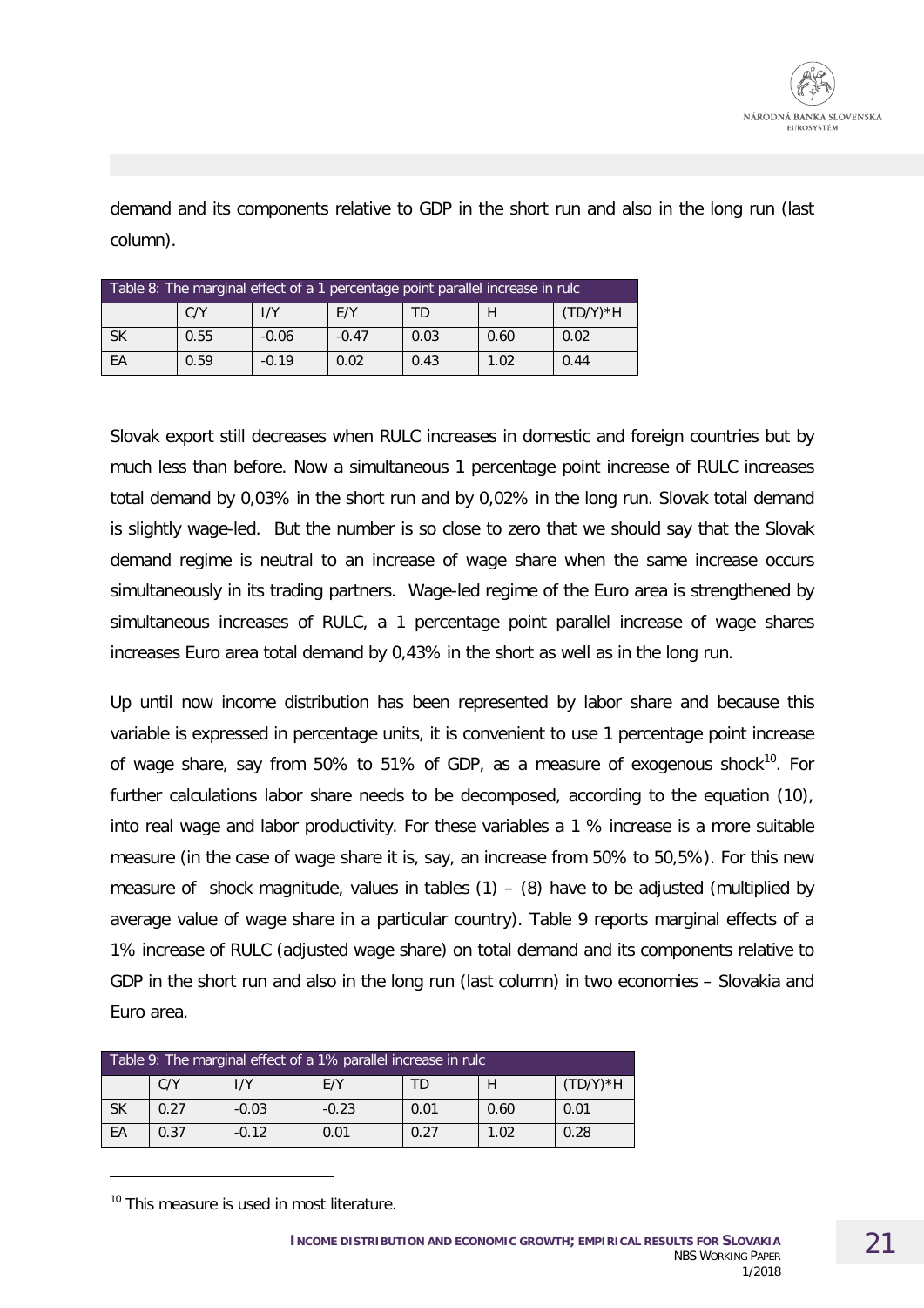demand and its components relative to GDP in the short run and also in the long run (last column).

| Table 8: The marginal effect of a 1 percentage point parallel increase in rulc | | | | | | |
|---|---|---|---|---|---|---|
| | C/Y | I/Y | E/Y | TD | H | (TD/Y)*H |
| SK | 0.55 | -0.06 | -0.47 | 0.03 | 0.60 | 0.02 |
| EA | 0.59 | -0.19 | 0.02 | 0.43 | 1.02 | 0.44 |

Slovak export still decreases when RULC increases in domestic and foreign countries but by much less than before. Now a simultaneous 1 percentage point increase of RULC increases total demand by 0,03% in the short run and by 0,02% in the long run. Slovak total demand is slightly wage-led. But the number is so close to zero that we should say that the Slovak demand regime is neutral to an increase of wage share when the same increase occurs simultaneously in its trading partners. Wage-led regime of the Euro area is strengthened by simultaneous increases of RULC, a 1 percentage point parallel increase of wage shares increases Euro area total demand by 0,43% in the short as well as in the long run.

Up until now income distribution has been represented by labor share and because this variable is expressed in percentage units, it is convenient to use 1 percentage point increase of wage share, say from 50% to 51% of GDP, as a measure of exogenous shock[10]. For further calculations labor share needs to be decomposed, according to the equation (10), into real wage and labor productivity. For these variables a 1 % increase is a more suitable measure (in the case of wage share it is, say, an increase from 50% to 50,5%). For this new measure of shock magnitude, values in tables (1) – (8) have to be adjusted (multiplied by average value of wage share in a particular country). Table 9 reports marginal effects of a 1% increase of RULC (adjusted wage share) on total demand and its components relative to GDP in the short run and also in the long run (last column) in two economies – Slovakia and Euro area.

| Table 9: The marginal effect of a 1% parallel increase in rulc | | | | | | |
|---|---|---|---|---|---|---|
| | C/Y | I/Y | E/Y | TD | H | (TD/Y)*H |
| SK | 0.27 | -0.03 | -0.23 | 0.01 | 0.60 | 0.01 |
| EA | 0.37 | -0.12 | 0.01 | 0.27 | 1.02 | 0.28 |

[10] This measure is used in most literature.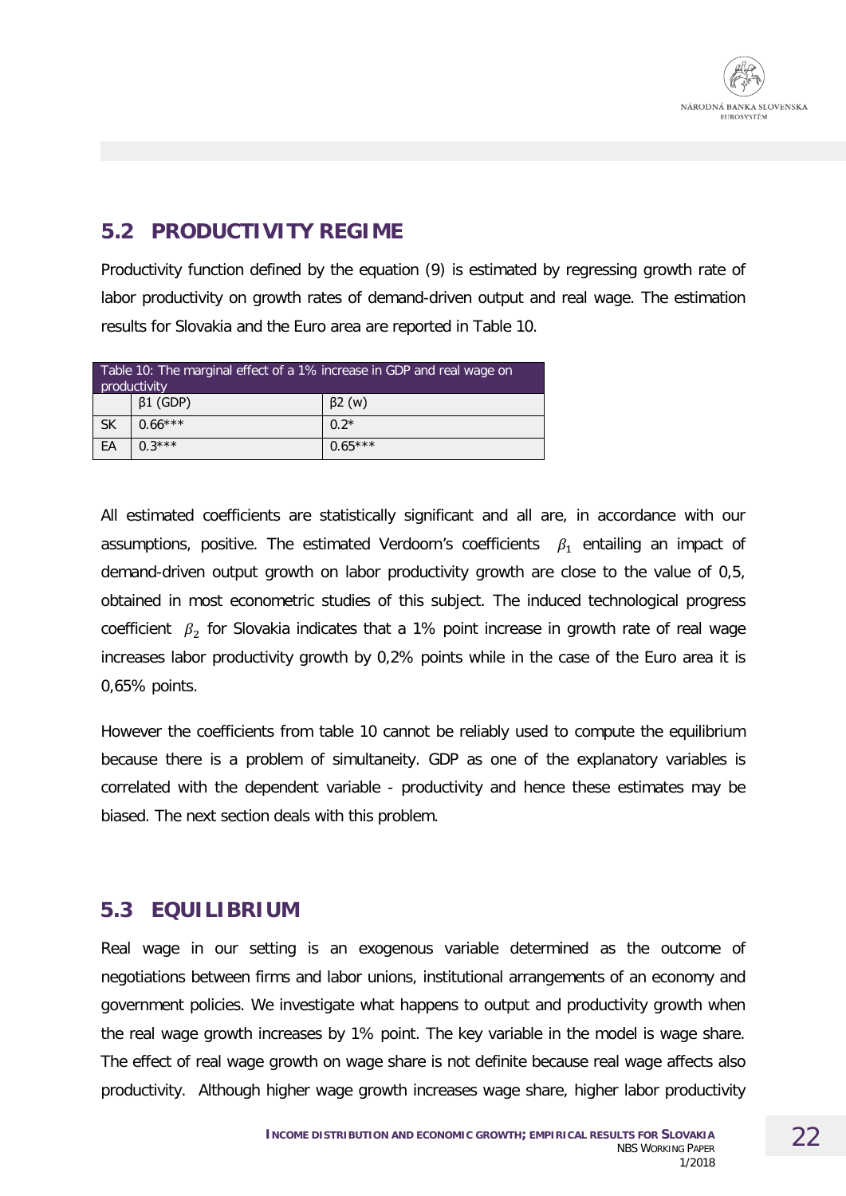## 5.2 PRODUCTIVITY REGIME

Productivity function defined by the equation (9) is estimated by regressing growth rate of labor productivity on growth rates of demand-driven output and real wage. The estimation results for Slovakia and the Euro area are reported in Table 10.

Table 10: The marginal effect of a 1% increase in GDP and real wage on productivity

| | β1 (GDP) | β2 (w) |
|---|---|---|
| SK | 0.66*** | 0.2* |
| EA | 0.3*** | 0.65*** |

All estimated coefficients are statistically significant and all are, in accordance with our assumptions, positive. The estimated Verdoorn's coefficients $\beta_1$ entailing an impact of demand-driven output growth on labor productivity growth are close to the value of 0,5, obtained in most econometric studies of this subject. The induced technological progress coefficient $\beta_2$ for Slovakia indicates that a 1% point increase in growth rate of real wage increases labor productivity growth by 0,2% points while in the case of the Euro area it is 0,65% points.

However the coefficients from table 10 cannot be reliably used to compute the equilibrium because there is a problem of simultaneity. GDP as one of the explanatory variables is correlated with the dependent variable - productivity and hence these estimates may be biased. The next section deals with this problem.

## 5.3 EQUILIBRIUM

Real wage in our setting is an exogenous variable determined as the outcome of negotiations between firms and labor unions, institutional arrangements of an economy and government policies. We investigate what happens to output and productivity growth when the real wage growth increases by 1% point. The key variable in the model is wage share. The effect of real wage growth on wage share is not definite because real wage affects also productivity. Although higher wage growth increases wage share, higher labor productivity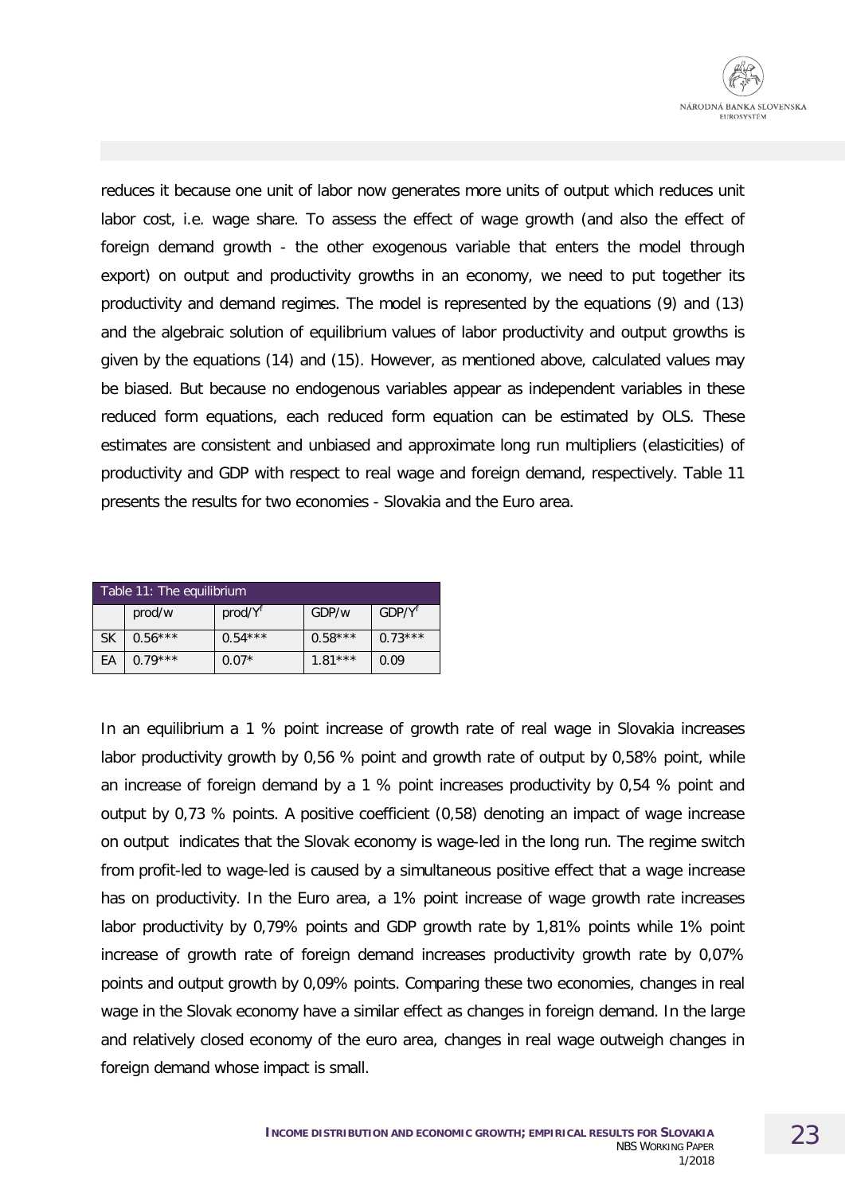reduces it because one unit of labor now generates more units of output which reduces unit labor cost, i.e. wage share. To assess the effect of wage growth (and also the effect of foreign demand growth - the other exogenous variable that enters the model through export) on output and productivity growths in an economy, we need to put together its productivity and demand regimes. The model is represented by the equations (9) and (13) and the algebraic solution of equilibrium values of labor productivity and output growths is given by the equations (14) and (15). However, as mentioned above, calculated values may be biased. But because no endogenous variables appear as independent variables in these reduced form equations, each reduced form equation can be estimated by OLS. These estimates are consistent and unbiased and approximate long run multipliers (elasticities) of productivity and GDP with respect to real wage and foreign demand, respectively. Table 11 presents the results for two economies - Slovakia and the Euro area.

| Table 11: The equilibrium | | | | |
|---|---|---|---|---|
| | prod/w | prod/$Y^f$ | GDP/w | GDP/$Y^f$ |
| SK | 0.56*** | 0.54*** | 0.58*** | 0.73*** |
| EA | 0.79*** | 0.07* | 1.81*** | 0.09 |

In an equilibrium a 1 % point increase of growth rate of real wage in Slovakia increases labor productivity growth by 0,56 % point and growth rate of output by 0,58% point, while an increase of foreign demand by a 1 % point increases productivity by 0,54 % point and output by 0,73 % points. A positive coefficient (0,58) denoting an impact of wage increase on output indicates that the Slovak economy is wage-led in the long run. The regime switch from profit-led to wage-led is caused by a simultaneous positive effect that a wage increase has on productivity. In the Euro area, a 1% point increase of wage growth rate increases labor productivity by 0,79% points and GDP growth rate by 1,81% points while 1% point increase of growth rate of foreign demand increases productivity growth rate by 0,07% points and output growth by 0,09% points. Comparing these two economies, changes in real wage in the Slovak economy have a similar effect as changes in foreign demand. In the large and relatively closed economy of the euro area, changes in real wage outweigh changes in foreign demand whose impact is small.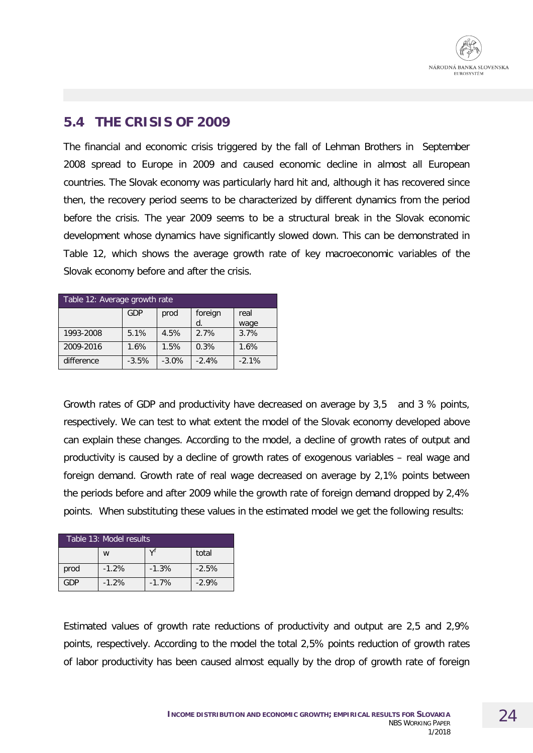## 5.4 THE CRISIS OF 2009

The financial and economic crisis triggered by the fall of Lehman Brothers in September 2008 spread to Europe in 2009 and caused economic decline in almost all European countries. The Slovak economy was particularly hard hit and, although it has recovered since then, the recovery period seems to be characterized by different dynamics from the period before the crisis. The year 2009 seems to be a structural break in the Slovak economic development whose dynamics have significantly slowed down. This can be demonstrated in Table 12, which shows the average growth rate of key macroeconomic variables of the Slovak economy before and after the crisis.

| Table 12: Average growth rate | | | | |
|---|---|---|---|---|
| | GDP | prod | foreign d. | real wage |
| 1993-2008 | 5.1% | 4.5% | 2.7% | 3.7% |
| 2009-2016 | 1.6% | 1.5% | 0.3% | 1.6% |
| difference | -3.5% | -3.0% | -2.4% | -2.1% |

Growth rates of GDP and productivity have decreased on average by 3,5 and 3 % points, respectively. We can test to what extent the model of the Slovak economy developed above can explain these changes. According to the model, a decline of growth rates of output and productivity is caused by a decline of growth rates of exogenous variables – real wage and foreign demand. Growth rate of real wage decreased on average by 2,1% points between the periods before and after 2009 while the growth rate of foreign demand dropped by 2,4% points. When substituting these values in the estimated model we get the following results:

| Table 13: Model results | | | |
|---|---|---|---|
| | w | $Y^f$ | total |
| prod | -1.2% | -1.3% | -2.5% |
| GDP | -1.2% | -1.7% | -2.9% |

Estimated values of growth rate reductions of productivity and output are 2,5 and 2,9% points, respectively. According to the model the total 2,5% points reduction of growth rates of labor productivity has been caused almost equally by the drop of growth rate of foreign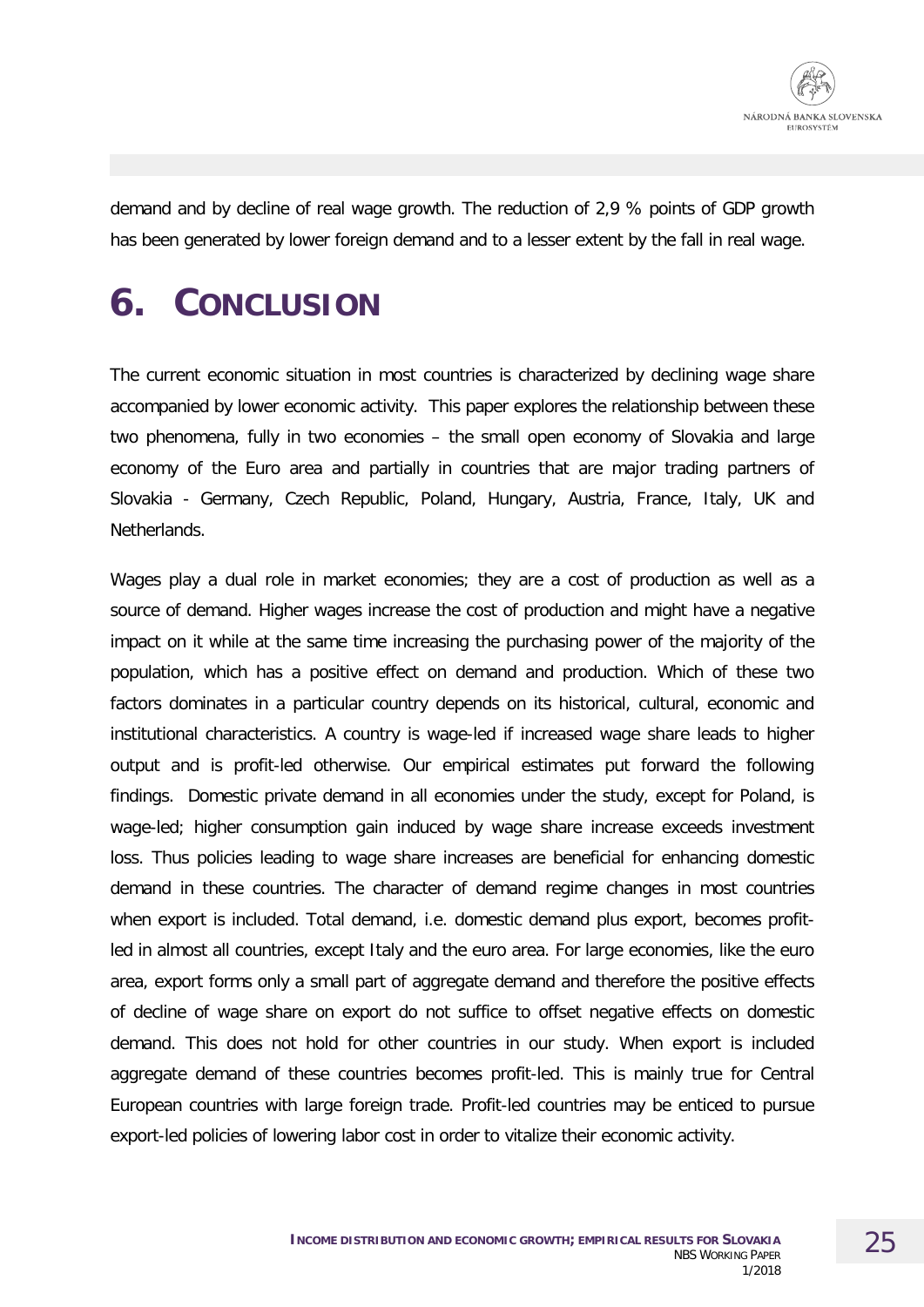demand and by decline of real wage growth. The reduction of 2,9 % points of GDP growth has been generated by lower foreign demand and to a lesser extent by the fall in real wage.

# 6. CONCLUSION

The current economic situation in most countries is characterized by declining wage share accompanied by lower economic activity. This paper explores the relationship between these two phenomena, fully in two economies – the small open economy of Slovakia and large economy of the Euro area and partially in countries that are major trading partners of Slovakia - Germany, Czech Republic, Poland, Hungary, Austria, France, Italy, UK and Netherlands.

Wages play a dual role in market economies; they are a cost of production as well as a source of demand. Higher wages increase the cost of production and might have a negative impact on it while at the same time increasing the purchasing power of the majority of the population, which has a positive effect on demand and production. Which of these two factors dominates in a particular country depends on its historical, cultural, economic and institutional characteristics. A country is wage-led if increased wage share leads to higher output and is profit-led otherwise. Our empirical estimates put forward the following findings. Domestic private demand in all economies under the study, except for Poland, is wage-led; higher consumption gain induced by wage share increase exceeds investment loss. Thus policies leading to wage share increases are beneficial for enhancing domestic demand in these countries. The character of demand regime changes in most countries when export is included. Total demand, i.e. domestic demand plus export, becomes profit-led in almost all countries, except Italy and the euro area. For large economies, like the euro area, export forms only a small part of aggregate demand and therefore the positive effects of decline of wage share on export do not suffice to offset negative effects on domestic demand. This does not hold for other countries in our study. When export is included aggregate demand of these countries becomes profit-led. This is mainly true for Central European countries with large foreign trade. Profit-led countries may be enticed to pursue export-led policies of lowering labor cost in order to vitalize their economic activity.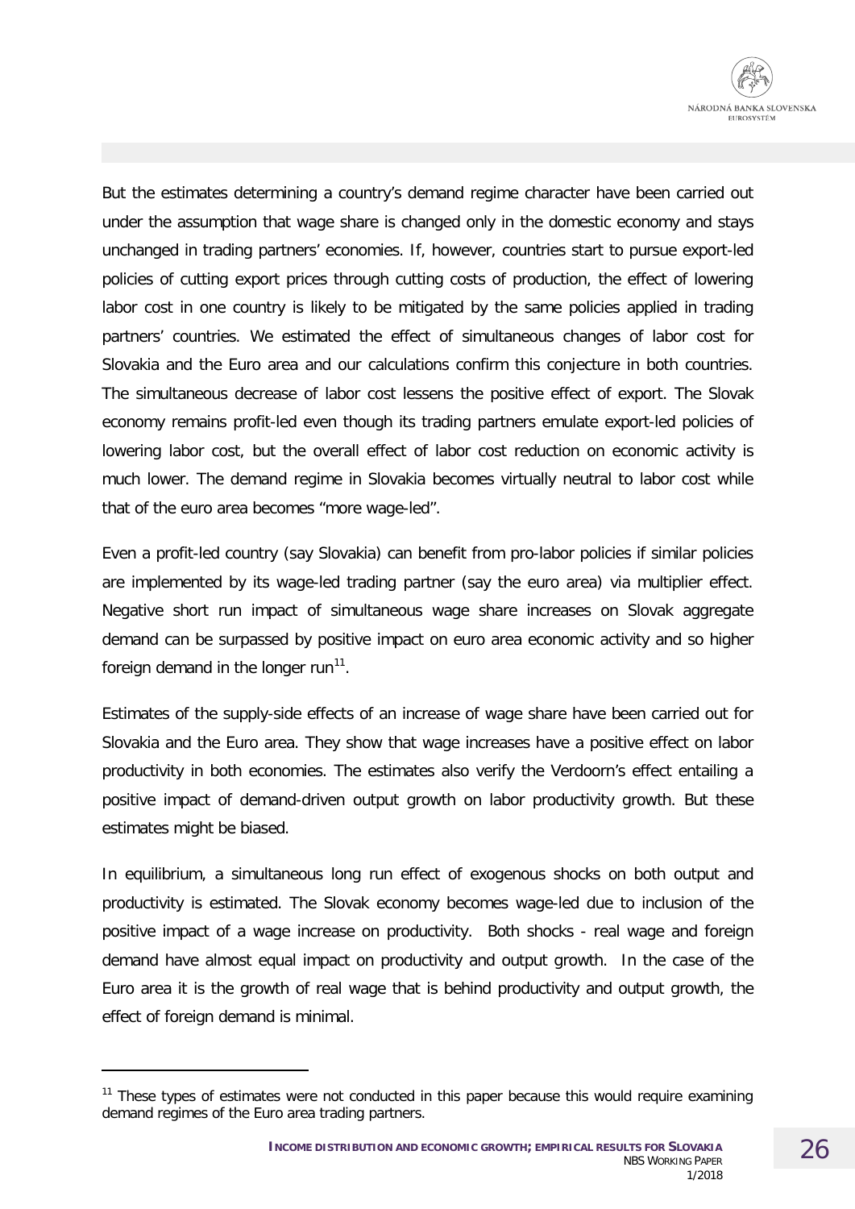But the estimates determining a country's demand regime character have been carried out under the assumption that wage share is changed only in the domestic economy and stays unchanged in trading partners' economies. If, however, countries start to pursue export-led policies of cutting export prices through cutting costs of production, the effect of lowering labor cost in one country is likely to be mitigated by the same policies applied in trading partners' countries. We estimated the effect of simultaneous changes of labor cost for Slovakia and the Euro area and our calculations confirm this conjecture in both countries. The simultaneous decrease of labor cost lessens the positive effect of export. The Slovak economy remains profit-led even though its trading partners emulate export-led policies of lowering labor cost, but the overall effect of labor cost reduction on economic activity is much lower. The demand regime in Slovakia becomes virtually neutral to labor cost while that of the euro area becomes "more wage-led".

Even a profit-led country (say Slovakia) can benefit from pro-labor policies if similar policies are implemented by its wage-led trading partner (say the euro area) via multiplier effect. Negative short run impact of simultaneous wage share increases on Slovak aggregate demand can be surpassed by positive impact on euro area economic activity and so higher foreign demand in the longer run[11].

Estimates of the supply-side effects of an increase of wage share have been carried out for Slovakia and the Euro area. They show that wage increases have a positive effect on labor productivity in both economies. The estimates also verify the Verdoorn's effect entailing a positive impact of demand-driven output growth on labor productivity growth. But these estimates might be biased.

In equilibrium, a simultaneous long run effect of exogenous shocks on both output and productivity is estimated. The Slovak economy becomes wage-led due to inclusion of the positive impact of a wage increase on productivity. Both shocks - real wage and foreign demand have almost equal impact on productivity and output growth. In the case of the Euro area it is the growth of real wage that is behind productivity and output growth, the effect of foreign demand is minimal.

[11] These types of estimates were not conducted in this paper because this would require examining demand regimes of the Euro area trading partners.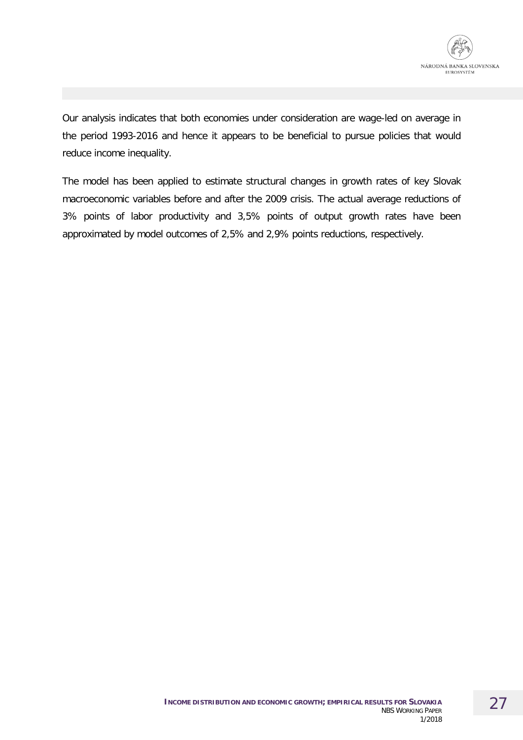Our analysis indicates that both economies under consideration are wage-led on average in the period 1993-2016 and hence it appears to be beneficial to pursue policies that would reduce income inequality.

The model has been applied to estimate structural changes in growth rates of key Slovak macroeconomic variables before and after the 2009 crisis. The actual average reductions of 3% points of labor productivity and 3,5% points of output growth rates have been approximated by model outcomes of 2,5% and 2,9% points reductions, respectively.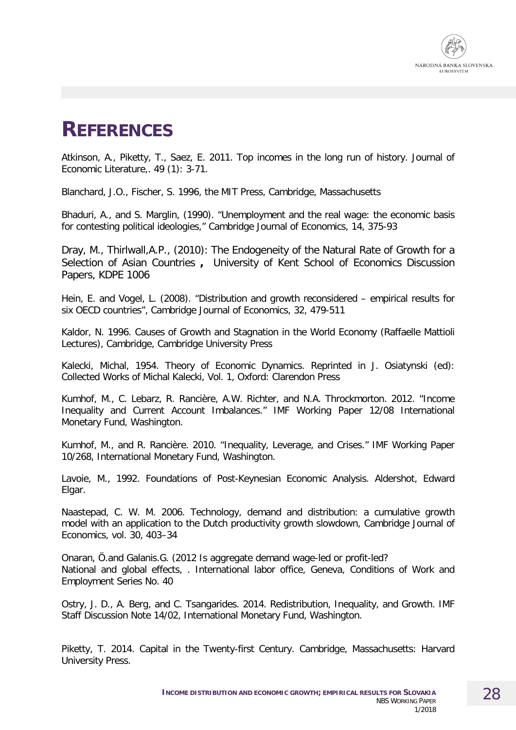# REFERENCES

Atkinson, A., Piketty, T., Saez, E. 2011. Top incomes in the long run of history. Journal of Economic Literature,. 49 (1): 3-71.

Blanchard, J.O., Fischer, S. 1996, the MIT Press, Cambridge, Massachusetts

Bhaduri, A., and S. Marglin, (1990). "Unemployment and the real wage: the economic basis for contesting political ideologies," Cambridge Journal of Economics, 14, 375-93

Dray, M., Thirlwall,A.P., (2010): The Endogeneity of the Natural Rate of Growth for a Selection of Asian Countries , University of Kent School of Economics Discussion Papers, KDPE 1006

Hein, E. and Vogel, L. (2008). "Distribution and growth reconsidered – empirical results for six OECD countries", Cambridge Journal of Economics, 32, 479-511

Kaldor, N. 1996. Causes of Growth and Stagnation in the World Economy (Raffaelle Mattioli Lectures), Cambridge, Cambridge University Press

Kalecki, Michal, 1954. Theory of Economic Dynamics. Reprinted in J. Osiatynski (ed): Collected Works of Michal Kalecki, Vol. 1, Oxford: Clarendon Press

Kumhof, M., C. Lebarz, R. Rancière, A.W. Richter, and N.A. Throckmorton. 2012. "Income Inequality and Current Account Imbalances." IMF Working Paper 12/08 International Monetary Fund, Washington.

Kumhof, M., and R. Rancière. 2010. "Inequality, Leverage, and Crises." IMF Working Paper 10/268, International Monetary Fund, Washington.

Lavoie, M., 1992. Foundations of Post-Keynesian Economic Analysis. Aldershot, Edward Elgar.

Naastepad, C. W. M. 2006. Technology, demand and distribution: a cumulative growth model with an application to the Dutch productivity growth slowdown, Cambridge Journal of Economics, vol. 30, 403–34

Onaran, Ö.and Galanis.G. (2012 Is aggregate demand wage-led or profit-led?
National and global effects, . International labor office, Geneva, Conditions of Work and Employment Series No. 40

Ostry, J. D., A. Berg, and C. Tsangarides. 2014. Redistribution, Inequality, and Growth. IMF Staff Discussion Note 14/02, International Monetary Fund, Washington.

Piketty, T. 2014. Capital in the Twenty-first Century. Cambridge, Massachusetts: Harvard University Press.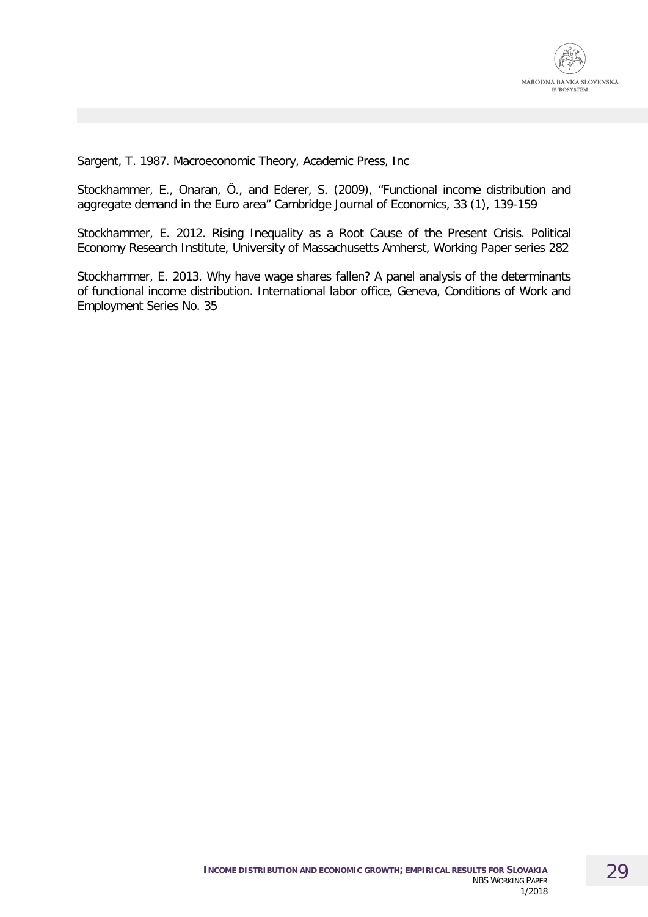Sargent, T. 1987. Macroeconomic Theory, Academic Press, Inc

Stockhammer, E., Onaran, Ö., and Ederer, S. (2009), "Functional income distribution and aggregate demand in the Euro area" Cambridge Journal of Economics, 33 (1), 139-159

Stockhammer, E. 2012. Rising Inequality as a Root Cause of the Present Crisis. Political Economy Research Institute, University of Massachusetts Amherst, Working Paper series 282

Stockhammer, E. 2013. Why have wage shares fallen? A panel analysis of the determinants of functional income distribution. International labor office, Geneva, Conditions of Work and Employment Series No. 35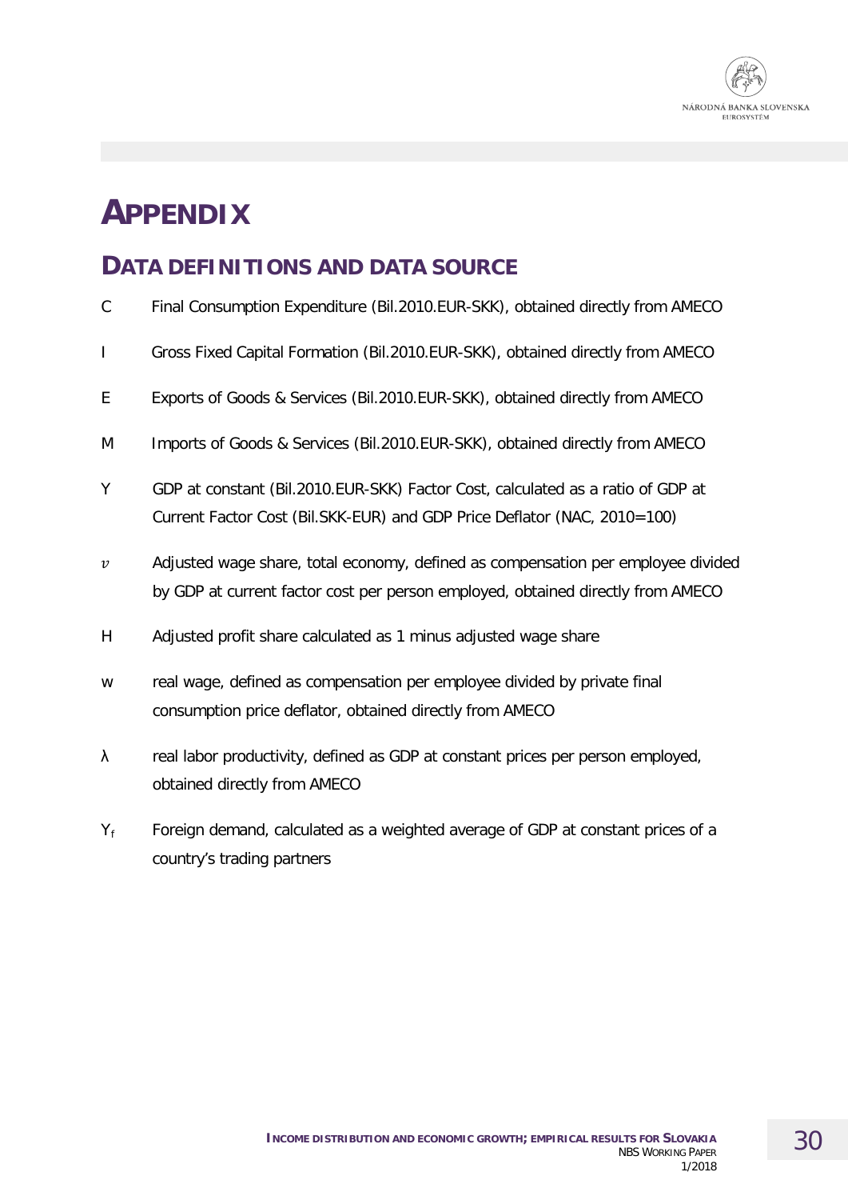# APPENDIX

## DATA DEFINITIONS AND DATA SOURCE

C Final Consumption Expenditure (Bil.2010.EUR-SKK), obtained directly from AMECO

I Gross Fixed Capital Formation (Bil.2010.EUR-SKK), obtained directly from AMECO

E Exports of Goods & Services (Bil.2010.EUR-SKK), obtained directly from AMECO

M Imports of Goods & Services (Bil.2010.EUR-SKK), obtained directly from AMECO

Y GDP at constant (Bil.2010.EUR-SKK) Factor Cost, calculated as a ratio of GDP at Current Factor Cost (Bil.SKK-EUR) and GDP Price Deflator (NAC, 2010=100)

$v$ Adjusted wage share, total economy, defined as compensation per employee divided by GDP at current factor cost per person employed, obtained directly from AMECO

H Adjusted profit share calculated as 1 minus adjusted wage share

w real wage, defined as compensation per employee divided by private final consumption price deflator, obtained directly from AMECO

λ real labor productivity, defined as GDP at constant prices per person employed, obtained directly from AMECO

$Y_f$ Foreign demand, calculated as a weighted average of GDP at constant prices of a country's trading partners